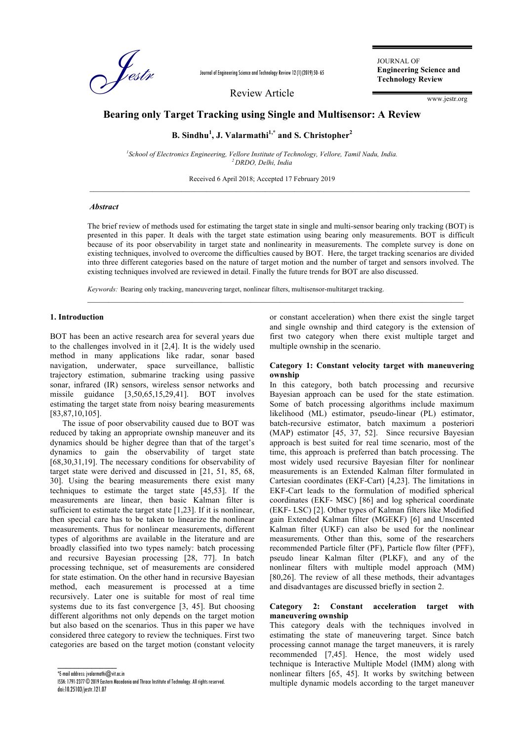# Bearing only Target Tracking using Single and Multisensor: A Review

**B. Sindhu[1], J. Valarmathi[1,*] and S. Christopher[2]**

*[1]School of Electronics Engineering, Vellore Institute of Technology, Vellore, Tamil Nadu, India.*
*[2]DRDO, Delhi, India*

Received 6 April 2018; Accepted 17 February 2019

### Abstract

The brief review of methods used for estimating the target state in single and multi-sensor bearing only tracking (BOT) is presented in this paper. It deals with the target state estimation using bearing only measurements. BOT is difficult because of its poor observability in target state and nonlinearity in measurements. The complete survey is done on existing techniques, involved to overcome the difficulties caused by BOT. Here, the target tracking scenarios are divided into three different categories based on the nature of target motion and the number of target and sensors involved. The existing techniques involved are reviewed in detail. Finally the future trends for BOT are also discussed.

*Keywords:* Bearing only tracking, maneuvering target, nonlinear filters, multisensor-multitarget tracking.

## 1. Introduction

BOT has been an active research area for several years due to the challenges involved in it [2,4]. It is the widely used method in many applications like radar, sonar based navigation, underwater, space surveillance, ballistic trajectory estimation, submarine tracking using passive sonar, infrared (IR) sensors, wireless sensor networks and missile guidance [3,50,65,15,29,41]. BOT involves estimating the target state from noisy bearing measurements [83,87,10,105].

The issue of poor observability caused due to BOT was reduced by taking an appropriate ownship maneuver and its dynamics should be higher degree than that of the target's dynamics to gain the observability of target state [68,30,31,19]. The necessary conditions for observability of target state were derived and discussed in [21, 51, 85, 68, 30]. Using the bearing measurements there exist many techniques to estimate the target state [45,53]. If the measurements are linear, then basic Kalman filter is sufficient to estimate the target state [1,23]. If it is nonlinear, then special care has to be taken to linearize the nonlinear measurements. Thus for nonlinear measurements, different types of algorithms are available in the literature and are broadly classified into two types namely: batch processing and recursive Bayesian processing [28, 77]. In batch processing technique, set of measurements are considered for state estimation. On the other hand in recursive Bayesian method, each measurement is processed at a time recursively. Later one is suitable for most of real time systems due to its fast convergence [3, 45]. But choosing different algorithms not only depends on the target motion but also based on the scenarios. Thus in this paper we have considered three category to review the techniques. First two categories are based on the target motion (constant velocity or constant acceleration) when there exist the single target and single ownship and third category is the extension of first two category when there exist multiple target and multiple ownship in the scenario.

**Category 1: Constant velocity target with maneuvering ownship**

In this category, both batch processing and recursive Bayesian approach can be used for the state estimation. Some of batch processing algorithms include maximum likelihood (ML) estimator, pseudo-linear (PL) estimator, batch-recursive estimator, batch maximum a posteriori (MAP) estimator [45, 37, 52]. Since recursive Bayesian approach is best suited for real time scenario, most of the time, this approach is preferred than batch processing. The most widely used recursive Bayesian filter for nonlinear measurements is an Extended Kalman filter formulated in Cartesian coordinates (EKF-Cart) [4,23]. The limitations in EKF-Cart leads to the formulation of modified spherical coordinates (EKF- MSC) [86] and log spherical coordinate (EKF- LSC) [2]. Other types of Kalman filters like Modified gain Extended Kalman filter (MGEKF) [6] and Unscented Kalman filter (UKF) can also be used for the nonlinear measurements. Other than this, some of the researchers recommended Particle filter (PF), Particle flow filter (PFF), pseudo linear Kalman filter (PLKF), and any of the nonlinear filters with multiple model approach (MM) [80,26]. The review of all these methods, their advantages and disadvantages are discussed briefly in section 2.

**Category 2: Constant acceleration target with maneuvering ownship**

This category deals with the techniques involved in estimating the state of maneuvering target. Since batch processing cannot manage the target maneuvers, it is rarely recommended [7,45]. Hence, the most widely used technique is Interactive Multiple Model (IMM) along with nonlinear filters [65, 45]. It works by switching between multiple dynamic models according to the target maneuver

*E-mail address: jvalarmathi@vit.ac.in
ISSN: 1791-2377 © 2019 Eastern Macedonia and Thrace Institute of Technology. All rights reserved.
doi:10.25103/jestr.121.07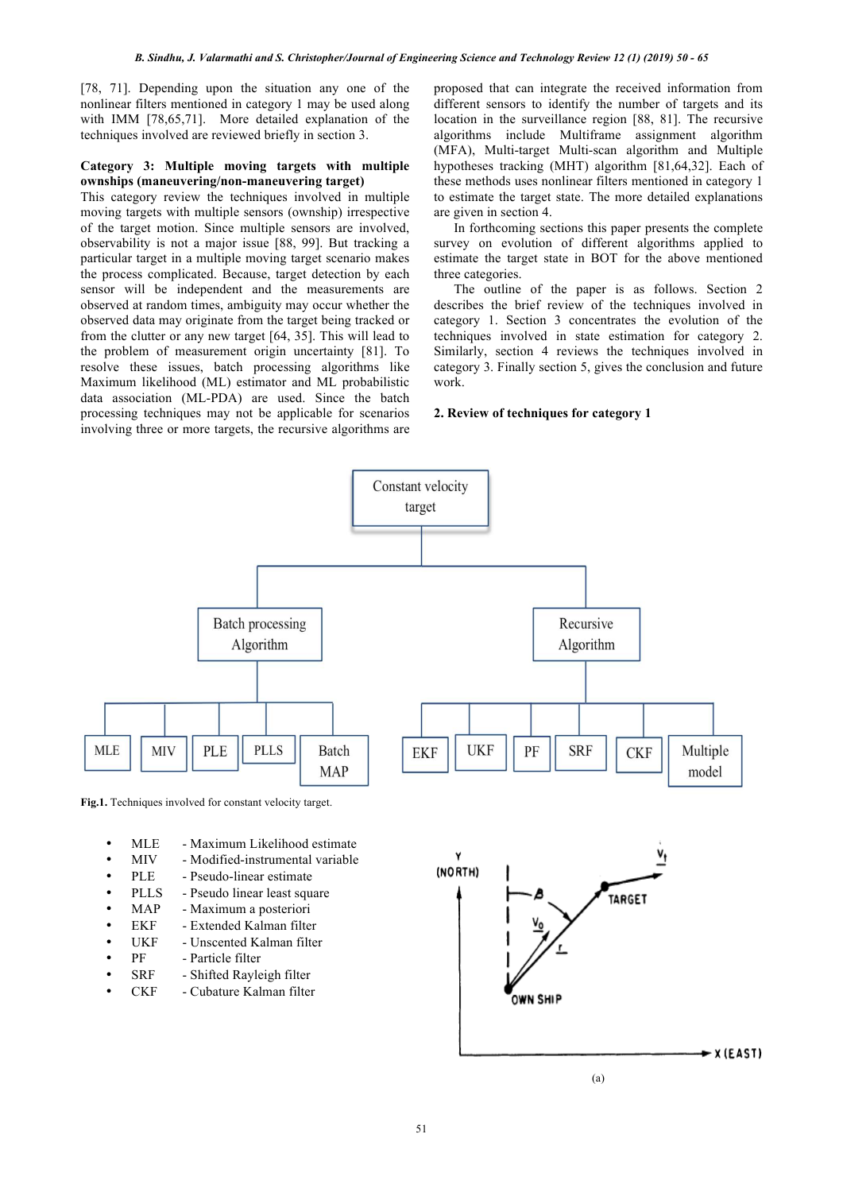[78, 71]. Depending upon the situation any one of the nonlinear filters mentioned in category 1 may be used along with IMM [78,65,71]. More detailed explanation of the techniques involved are reviewed briefly in section 3.

**Category 3: Multiple moving targets with multiple ownships (maneuvering/non-maneuvering target)**

This category review the techniques involved in multiple moving targets with multiple sensors (ownship) irrespective of the target motion. Since multiple sensors are involved, observability is not a major issue [88, 99]. But tracking a particular target in a multiple moving target scenario makes the process complicated. Because, target detection by each sensor will be independent and the measurements are observed at random times, ambiguity may occur whether the observed data may originate from the target being tracked or from the clutter or any new target [64, 35]. This will lead to the problem of measurement origin uncertainty [81]. To resolve these issues, batch processing algorithms like Maximum likelihood (ML) estimator and ML probabilistic data association (ML-PDA) are used. Since the batch processing techniques may not be applicable for scenarios involving three or more targets, the recursive algorithms are proposed that can integrate the received information from different sensors to identify the number of targets and its location in the surveillance region [88, 81]. The recursive algorithms include Multiframe assignment algorithm (MFA), Multi-target Multi-scan algorithm and Multiple hypotheses tracking (MHT) algorithm [81,64,32]. Each of these methods uses nonlinear filters mentioned in category 1 to estimate the target state. The more detailed explanations are given in section 4.

In forthcoming sections this paper presents the complete survey on evolution of different algorithms applied to estimate the target state in BOT for the above mentioned three categories.

The outline of the paper is as follows. Section 2 describes the brief review of the techniques involved in category 1. Section 3 concentrates the evolution of the techniques involved for category 2. Similarly, section 4 reviews the techniques involved in category 3. Finally section 5, gives the conclusion and future work.

## 2. Review of techniques for category 1

Constant velocity target
- Batch processing Algorithm
  - MLE
  - MIV
  - PLE
  - PLLS
  - Batch MAP
- Recursive Algorithm
  - EKF
  - UKF
  - PF
  - SRF
  - CKF
  - Multiple model

**Fig.1.** Techniques involved for constant velocity target.

- MLE - Maximum Likelihood estimate
- MIV - Modified-instrumental variable
- PLE - Pseudo-linear estimate
- PLLS - Pseudo linear least square
- MAP - Maximum a posteriori
- EKF - Extended Kalman filter
- UKF - Unscented Kalman filter
- PF - Particle filter
- SRF - Shifted Rayleigh filter
- CKF - Cubature Kalman filter

(a)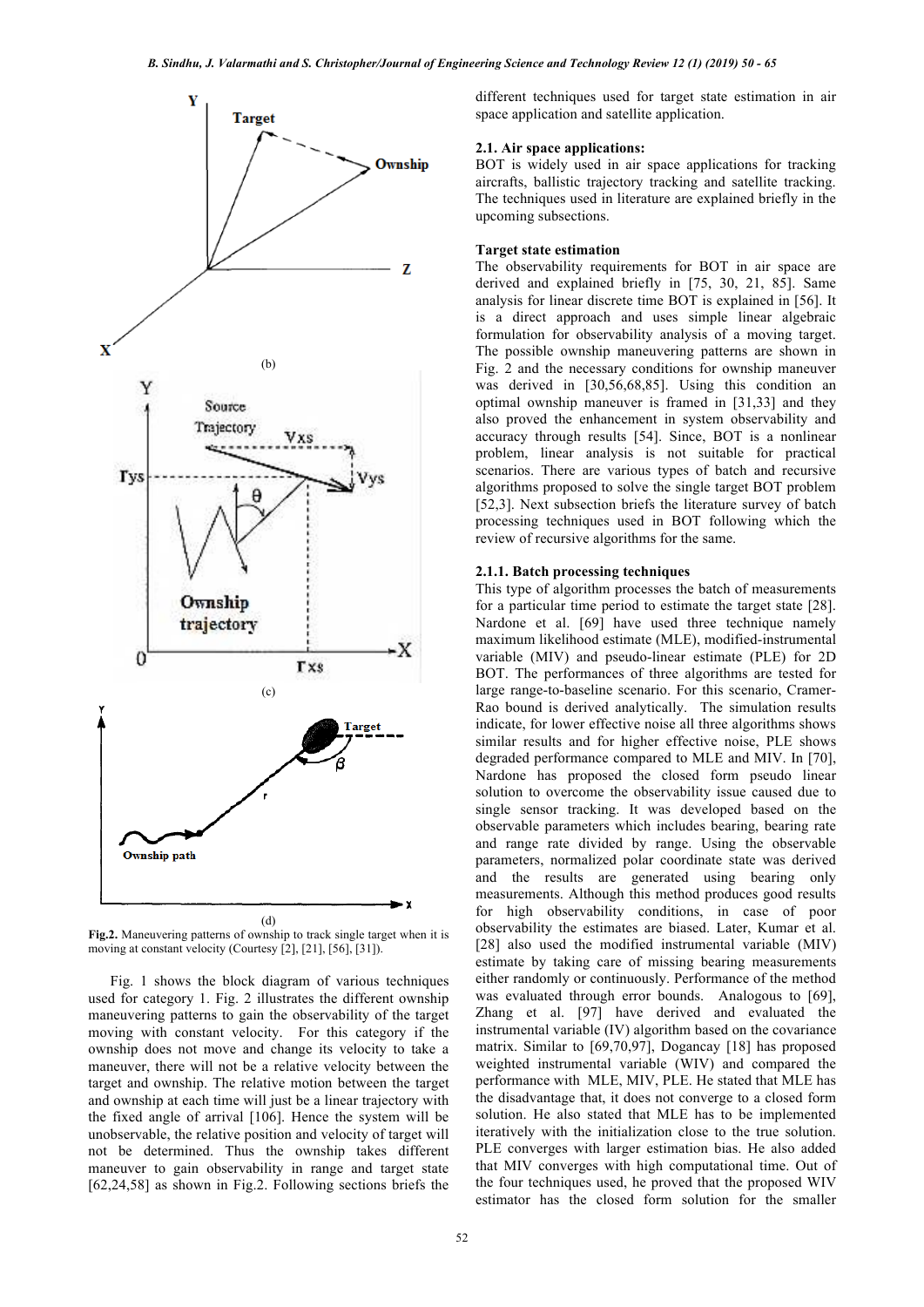(b)

(c)

(d)

**Fig.2.** Maneuvering patterns of ownship to track single target when it is moving at constant velocity (Courtesy [2], [21], [56], [31]).

Fig. 1 shows the block diagram of various techniques used for category 1. Fig. 2 illustrates the different ownship maneuvering patterns to gain the observability of the target moving with constant velocity. For this category if the ownship does not move and change its velocity to take a maneuver, there will not be a relative velocity between the target and ownship. The relative motion between the target and ownship at each time will just be a linear trajectory with the fixed angle of arrival [106]. Hence the system will be unobservable, the relative position and velocity of target will not be determined. Thus the ownship takes different maneuver to gain observability in range and target state [62,24,58] as shown in Fig.2. Following sections briefs the different techniques used for target state estimation in air space application and satellite application.

### 2.1. Air space applications:

BOT is widely used in air space applications for tracking aircrafts, ballistic trajectory tracking and satellite tracking. The techniques used in literature are explained briefly in the upcoming subsections.

**Target state estimation**

The observability requirements for BOT in air space are derived and explained briefly in [75, 30, 21, 85]. Same analysis for linear discrete time BOT is explained in [56]. It is a direct approach and uses simple linear algebraic formulation for observability analysis of a moving target. The possible ownship maneuvering patterns are shown in Fig. 2 and the necessary conditions for ownship maneuver was derived in [30,56,68,85]. Using this condition an optimal ownship maneuver is framed in [31,33] and they also proved the enhancement in system observability and accuracy through results [54]. Since, BOT is a nonlinear problem, linear analysis is not suitable for practical scenarios. There are various types of batch and recursive algorithms proposed to solve the single target BOT problem [52,3]. Next subsection briefs the literature survey of batch processing techniques used in BOT following which the review of recursive algorithms for the same.

#### 2.1.1. Batch processing techniques

This type of algorithm processes the batch of measurements for a particular time period to estimate the target state [28]. Nardone et al. [69] have used three technique namely maximum likelihood estimate (MLE), modified-instrumental variable (MIV) and pseudo-linear estimate (PLE) for 2D BOT. The performances of three algorithms are tested for large range-to-baseline scenario. For this scenario, Cramer-Rao bound is derived analytically. The simulation results indicate, for lower effective noise all three algorithms shows similar results and for higher effective noise, PLE shows degraded performance compared to MLE and MIV. In [70], Nardone has proposed the closed form pseudo linear solution to overcome the observability issue caused due to single sensor tracking. It was developed based on the observable parameters which includes bearing, bearing rate and range rate divided by range. Using the observable parameters, normalized polar coordinate state was derived and the results are generated using bearing only measurements. Although this method produces good results for high observability conditions, in case of poor observability the estimates are biased. Later, Kumar et al. [28] also used the modified instrumental variable (MIV) estimate by taking care of missing bearing measurements either randomly or continuously. Performance of the method was evaluated through error bounds. Analogous to [69], Zhang et al. [97] have derived and evaluated the instrumental variable (IV) algorithm based on the covariance matrix. Similar to [69,70,97], Dogancay [18] has proposed weighted instrumental variable (WIV) and compared the performance with MLE, MIV, PLE. He stated that MLE has the disadvantage that, it does not converge to a closed form solution. He also stated that MLE has to be implemented iteratively with the initialization close to the true solution. PLE converges with larger estimation bias. He also added that MIV converges with high computational time. Out of the four techniques used, he proved that the proposed WIV estimator has the closed form solution for the smaller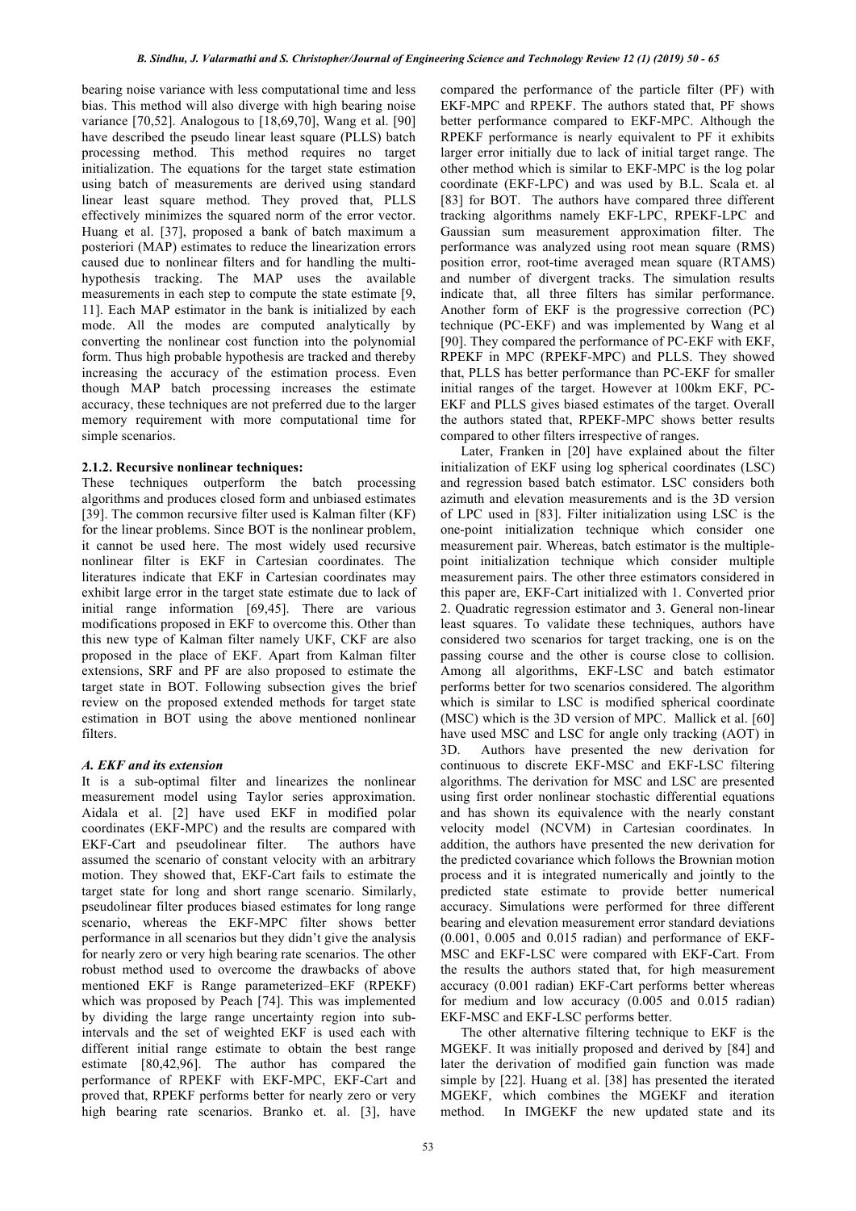bearing noise variance with less computational time and less bias. This method will also diverge with high bearing noise variance [70,52]. Analogous to [18,69,70], Wang et al. [90] have described the pseudo linear least square (PLLS) batch processing method. This method requires no target initialization. The equations for the target state estimation using batch of measurements are derived using standard linear least square method. They proved that, PLLS effectively minimizes the squared norm of the error vector. Huang et al. [37], proposed a bank of batch maximum a posteriori (MAP) estimates to reduce the linearization errors caused due to nonlinear filters and for handling the multi-hypothesis tracking. The MAP uses the available measurements in each step to compute the state estimate [9, 11]. Each MAP estimator in the bank is initialized by each mode. All the modes are computed analytically by converting the nonlinear cost function into the polynomial form. Thus high probable hypothesis are tracked and thereby increasing the accuracy of the estimation process. Even though MAP batch processing increases the estimate accuracy, these techniques are not preferred due to the larger memory requirement with more computational time for simple scenarios.

#### 2.1.2. Recursive nonlinear techniques:

These techniques outperform the batch processing algorithms and produces closed form and unbiased estimates [39]. The common recursive filter used is Kalman filter (KF) for the linear problems. Since BOT is the nonlinear problem, it cannot be used here. The most widely used recursive nonlinear filter is EKF in Cartesian coordinates. The literatures indicate that EKF in Cartesian coordinates may exhibit large error in the target state estimate due to lack of initial range information [69,45]. There are various modifications proposed in EKF to overcome this. Other than this new type of Kalman filter namely UKF, CKF are also proposed in the place of EKF. Apart from Kalman filter extensions, SRF and PF are also proposed to estimate the target state in BOT. Following subsection gives the brief review on the proposed extended methods for target state estimation in BOT using the above mentioned nonlinear filters.

#### *A. EKF and its extension*

It is a sub-optimal filter and linearizes the nonlinear measurement model using Taylor series approximation. Aidala et al. [2] have used EKF in modified polar coordinates (EKF-MPC) and the results are compared with EKF-Cart and pseudolinear filter. The authors have assumed the scenario of constant velocity with an arbitrary motion. They showed that, EKF-Cart fails to estimate the target state for long and short range scenario. Similarly, pseudolinear filter produces biased estimates for long range scenario, whereas the EKF-MPC filter shows better performance in all scenarios but they didn't give the analysis for nearly zero or very high bearing rate scenarios. The other robust method used to overcome the drawbacks of above mentioned EKF is Range parameterized–EKF (RPEKF) which was proposed by Peach [74]. This was implemented by dividing the large range uncertainty region into sub-intervals and the set of weighted EKF is used each with different initial range estimate to obtain the best range estimate [80,42,96]. The author has compared the performance of RPEKF with EKF-MPC, EKF-Cart and proved that, RPEKF performs better for nearly zero or very high bearing rate scenarios. Branko et. al. [3], have compared the performance of the particle filter (PF) with EKF-MPC and RPEKF. The authors stated that, PF shows better performance compared to EKF-MPC. Although the RPEKF performance is nearly equivalent to PF it exhibits larger error initially due to lack of initial target range. The other method which is similar to EKF-MPC is the log polar coordinate (EKF-LPC) and was used by B.L. Scala et. al [83] for BOT. The authors have compared three different tracking algorithms namely EKF-LPC, RPEKF-LPC and Gaussian sum measurement approximation filter. The performance was analyzed using root mean square (RMS) position error, root-time averaged mean square (RTAMS) and number of divergent tracks. The simulation results indicate that, all three filters has similar performance. Another form of EKF is the progressive correction (PC) technique (PC-EKF) and was implemented by Wang et al [90]. They compared the performance of PC-EKF with EKF, RPEKF in MPC (RPEKF-MPC) and PLLS. They showed that, PLLS has better performance than PC-EKF for smaller initial ranges of the target. However at 100km EKF, PC-EKF and PLLS gives biased estimates of the target. Overall the authors stated that, RPEKF-MPC shows better results compared to other filters irrespective of ranges.

Later, Franken in [20] have explained about the filter initialization of EKF using log spherical coordinates (LSC) and regression based batch estimator. LSC considers both azimuth and elevation measurements and is the 3D version of LPC used in [83]. Filter initialization using LSC is the one-point initialization technique which consider one measurement pair. Whereas, batch estimator is the multiple-point initialization technique which consider multiple measurement pairs. The other three estimators considered in this paper are, EKF-Cart initialized with 1. Converted prior 2. Quadratic regression estimator and 3. General non-linear least squares. To validate these techniques, authors have considered two scenarios for target tracking, one is on the passing course and the other is course close to collision. Among all algorithms, EKF-LSC and batch estimator performs better for two scenarios considered. The algorithm which is similar to LSC is modified spherical coordinate (MSC) which is the 3D version of MPC. Mallick et al. [60] have used MSC and LSC for angle only tracking (AOT) in 3D. Authors have presented the new derivation for continuous to discrete EKF-MSC and EKF-LSC filtering algorithms. The derivation for MSC and LSC are presented using first order nonlinear stochastic differential equations and has shown its equivalence with the nearly constant velocity model (NCVM) in Cartesian coordinates. In addition, the authors have presented the new derivation for the predicted covariance which follows the Brownian motion process and it is integrated numerically and jointly to the predicted state estimate to provide better numerical accuracy. Simulations were performed for three different bearing and elevation measurement error standard deviations (0.001, 0.005 and 0.015 radian) and performance of EKF-MSC and EKF-LSC were compared with EKF-Cart. From the results the authors stated that, for high measurement accuracy (0.001 radian) EKF-Cart performs better whereas for medium and low accuracy (0.005 and 0.015 radian) EKF-MSC and EKF-LSC performs better.

The other alternative filtering technique to EKF is the MGEKF. It was initially proposed and derived by [84] and later the derivation of modified gain function was made simple by [22]. Huang et al. [38] has presented the iterated MGEKF, which combines the MGEKF and iteration method. In IMGEKF the new updated state and its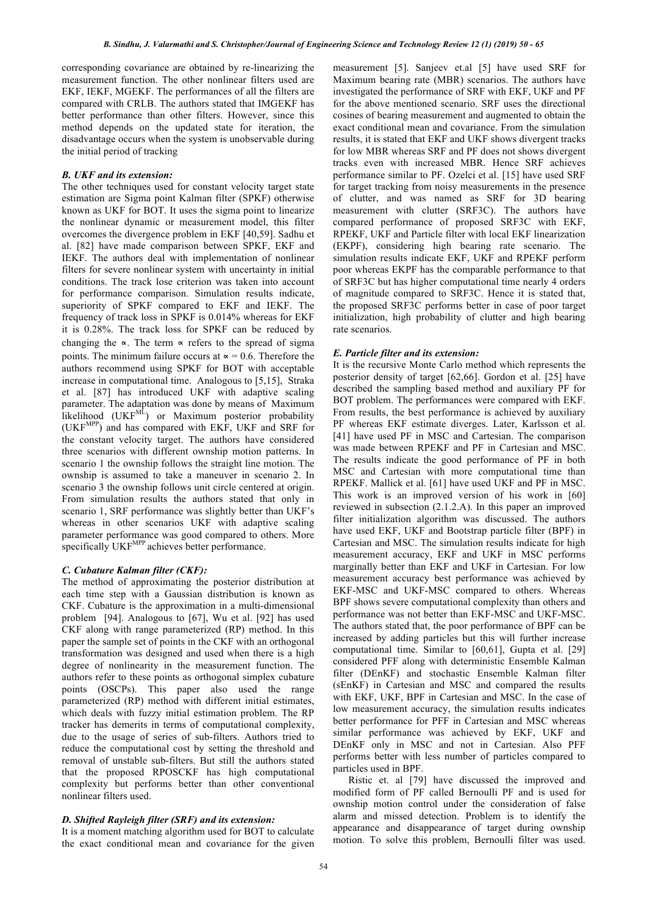corresponding covariance are obtained by re-linearizing the measurement function. The other nonlinear filters used are EKF, IEKF, MGEKF. The performances of all the filters are compared with CRLB. The authors stated that IMGEKF has better performance than other filters. However, since this method depends on the updated state for iteration, the disadvantage occurs when the system is unobservable during the initial period of tracking

### *B. UKF and its extension:*

The other techniques used for constant velocity target state estimation are Sigma point Kalman filter (SPKF) otherwise known as UKF for BOT. It uses the sigma point to linearize the nonlinear dynamic or measurement model, this filter overcomes the divergence problem in EKF [40,59]. Sadhu et al. [82] have made comparison between SPKF, EKF and IEKF. The authors deal with implementation of nonlinear filters for severe nonlinear system with uncertainty in initial conditions. The track lose criterion was taken into account for performance comparison. Simulation results indicate, superiority of SPKF compared to EKF and IEKF. The frequency of track loss in SPKF is 0.014% whereas for EKF it is 0.28%. The track loss for SPKF can be reduced by changing the $\propto$. The term $\propto$ refers to the spread of sigma points. The minimum failure occurs at $\propto = 0.6$. Therefore the authors recommend using SPKF for BOT with acceptable increase in computational time. Analogous to [5,15], Straka et al. [87] has introduced UKF with adaptive scaling parameter. The adaptation was done by means of Maximum likelihood ($UKF^{ML}$) or Maximum posterior probability ($UKF^{MPP}$) and has compared with EKF, UKF and SRF for the constant velocity target. The authors have considered three scenarios with different ownship motion patterns. In scenario 1 the ownship follows the straight line motion. The ownship is assumed to take a maneuver in scenario 2. In scenario 3 the ownship follows unit circle centered at origin. From simulation results the authors stated that only in scenario 1, SRF performance was slightly better than UKF's whereas in other scenarios UKF with adaptive scaling parameter performance was good compared to others. More specifically $UKF^{MPP}$ achieves better performance.

### *C. Cubature Kalman filter (CKF):*

The method of approximating the posterior distribution at each time step with a Gaussian distribution is known as CKF. Cubature is the approximation in a multi-dimensional problem [94]. Analogous to [67], Wu et al. [92] has used CKF along with range parameterized (RP) method. In this paper the sample set of points in the CKF with an orthogonal transformation was designed and used when there is a high degree of nonlinearity in the measurement function. The authors refer to these points as orthogonal simplex cubature points (OSCPs). This paper also used the range parameterized (RP) method with different initial estimates, which deals with fuzzy initial estimation problem. The RP tracker has demerits in terms of computational complexity, due to the usage of series of sub-filters. Authors tried to reduce the computational cost by setting the threshold and removal of unstable sub-filters. But still the authors stated that the proposed RPOSCKF has high computational complexity but performs better than other conventional nonlinear filters used.

### *D. Shifted Rayleigh filter (SRF) and its extension:*

It is a moment matching algorithm used for BOT to calculate the exact conditional mean and covariance for the given measurement [5]. Sanjeev et.al [5] have used SRF for Maximum bearing rate (MBR) scenarios. The authors have investigated the performance of SRF with EKF, UKF and PF for the above mentioned scenario. SRF uses the directional cosines of bearing measurement and augmented to obtain the exact conditional mean and covariance. From the simulation results, it is stated that EKF and UKF shows divergent tracks for low MBR whereas SRF and PF does not shows divergent tracks even with increased MBR. Hence SRF achieves performance similar to PF. Ozelci et al. [15] have used SRF for target tracking from noisy measurements in the presence of clutter, and was named as SRF for 3D bearing measurement with clutter (SRF3C). The authors have compared performance of proposed SRF3C with EKF, RPEKF, UKF and Particle filter with local EKF linearization (EKPF), considering high bearing rate scenario. The simulation results indicate EKF, UKF and RPEKF perform poor whereas EKPF has the comparable performance to that of SRF3C but has higher computational time nearly 4 orders of magnitude compared to SRF3C. Hence it is stated that, the proposed SRF3C performs better in case of poor target initialization, high probability of clutter and high bearing rate scenarios.

### *E. Particle filter and its extension:*

It is the recursive Monte Carlo method which represents the posterior density of target [62,66]. Gordon et al. [25] have described the sampling based method and auxiliary PF for BOT problem. The performances were compared with EKF. From results, the best performance is achieved by auxiliary PF whereas EKF estimate diverges. Later, Karlsson et al. [41] have used PF in MSC and Cartesian. The comparison was made between RPEKF and PF in Cartesian and MSC. The results indicate the good performance of PF in both MSC and Cartesian with more computational time than RPEKF. Mallick et al. [61] have used UKF and PF in MSC. This work is an improved version of his work in [60] reviewed in subsection (2.1.2.A). In this paper an improved filter initialization algorithm was discussed. The authors have used EKF, UKF and Bootstrap particle filter (BPF) in Cartesian and MSC. The simulation results indicate for high measurement accuracy, EKF and UKF in MSC performs marginally better than EKF and UKF in Cartesian. For low measurement accuracy best performance was achieved by EKF-MSC and UKF-MSC compared to others. Whereas BPF shows severe computational complexity than others and performance was not better than EKF-MSC and UKF-MSC. The authors stated that, the poor performance of BPF can be increased by adding particles but this will further increase computational time. Similar to [60,61], Gupta et al. [29] considered PFF along with deterministic Ensemble Kalman filter (DEnKF) and stochastic Ensemble Kalman filter (sEnKF) in Cartesian and MSC and compared the results with EKF, UKF, BPF in Cartesian and MSC. In the case of low measurement accuracy, the simulation results indicates better performance for PFF in Cartesian and MSC whereas similar performance was achieved by EKF, UKF and DEnKF only in MSC and not in Cartesian. Also PFF performs better with less number of particles compared to particles used in BPF.

Ristic et. al [79] have discussed the improved and modified form of PF called Bernoulli PF and is used for ownship motion control under the consideration of false alarm and missed detection. Problem is to identify the appearance and disappearance of target during ownship motion. To solve this problem, Bernoulli filter was used.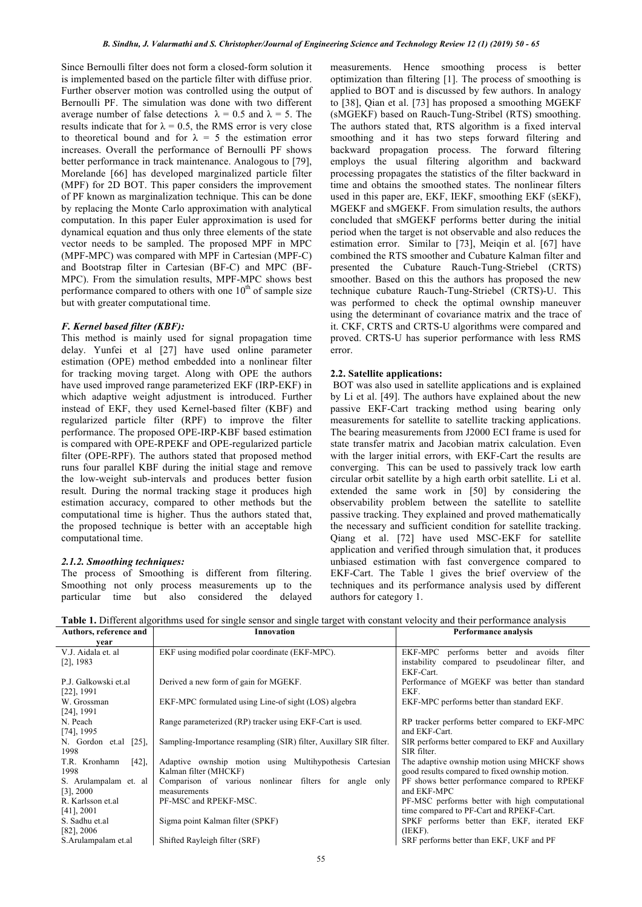Since Bernoulli filter does not form a closed-form solution it is implemented based on the particle filter with diffuse prior. Further observer motion was controlled using the output of Bernoulli PF. The simulation was done with two different average number of false detections $\lambda = 0.5$ and $\lambda = 5$. The results indicate that for $\lambda = 0.5$, the RMS error is very close to theoretical bound and for $\lambda = 5$ the estimation error increases. Overall the performance of Bernoulli PF shows better performance in track maintenance. Analogous to [79], Morelande [66] has developed marginalized particle filter (MPF) for 2D BOT. This paper considers the improvement of PF known as marginalization technique. This can be done by replacing the Monte Carlo approximation with analytical computation. In this paper Euler approximation is used for dynamical equation and thus only three elements of the state vector needs to be sampled. The proposed MPF in MPC (MPF-MPC) was compared with MPF in Cartesian (MPF-C) and Bootstrap filter in Cartesian (BF-C) and MPC (BF-MPC). From the simulation results, MPF-MPC shows best performance compared to others with one $10^{th}$ of sample size but with greater computational time.

***F. Kernel based filter (KBF):***

This method is mainly used for signal propagation time delay. Yunfei et al [27] have used online parameter estimation (OPE) method embedded into a nonlinear filter for tracking moving target. Along with OPE the authors have used improved range parameterized EKF (IRP-EKF) in which adaptive weight adjustment is introduced. Further instead of EKF, they used Kernel-based filter (KBF) and regularized particle filter (RPF) to improve the filter performance. The proposed OPE-IRP-KBF based estimation is compared with OPE-RPEKF and OPE-regularized particle filter (OPE-RPF). The authors stated that proposed method runs four parallel KBF during the initial stage and remove the low-weight sub-intervals and produces better fusion result. During the normal tracking stage it produces high estimation accuracy, compared to other methods but the computational time is higher. Thus the authors stated that, the proposed technique is better with an acceptable high computational time.

***2.1.2. Smoothing techniques:***

The process of Smoothing is different from filtering. Smoothing not only process measurements up to the particular time but also considered the delayed measurements. Hence smoothing process is better optimization than filtering [1]. The process of smoothing is applied to BOT and is discussed by few authors. In analogy to [38], Qian et al. [73] has proposed a smoothing MGEKF (sMGEKF) based on Rauch-Tung-Stribel (RTS) smoothing. The authors stated that, RTS algorithm is a fixed interval smoothing and it has two steps forward filtering and backward propagation process. The forward filtering employs the usual filtering algorithm and backward processing propagates the statistics of the filter backward in time and obtains the smoothed states. The nonlinear filters used in this paper are, EKF, IEKF, smoothing EKF (sEKF), MGEKF and sMGEKF. From simulation results, the authors concluded that sMGEKF performs better during the initial period when the target is not observable and also reduces the estimation error. Similar to [73], Meiqin et al. [67] have combined the RTS smoother and Cubature Kalman filter and presented the Cubature Rauch-Tung-Striebel (CRTS) smoother. Based on this the authors has proposed the new technique cubature Rauch-Tung-Striebel (CRTS)-U. This was performed to check the optimal ownship maneuver using the determinant of covariance matrix and the trace of it. CKF, CRTS and CRTS-U algorithms were compared and proved. CRTS-U has superior performance with less RMS error.

**2.2. Satellite applications:**

BOT was also used in satellite applications and is explained by Li et al. [49]. The authors have explained about the new passive EKF-Cart tracking method using bearing only measurements for satellite to satellite tracking applications. The bearing measurements from J2000 ECI frame is used for state transfer matrix and Jacobian matrix calculation. Even with the larger initial errors, with EKF-Cart the results are converging. This can be used to passively track low earth circular orbit satellite by a high earth orbit satellite. Li et al. extended the same work in [50] by considering the observability problem between the satellite to satellite passive tracking. They explained and proved mathematically the necessary and sufficient condition for satellite tracking. Qiang et al. [72] have used MSC-EKF for satellite application and verified through simulation that, it produces unbiased estimation with fast convergence compared to EKF-Cart. The Table 1 gives the brief overview of the techniques and its performance analysis used by different authors for category 1.

**Table 1.** Different algorithms used for single sensor and single target with constant velocity and their performance analysis

| Authors, reference and year | Innovation | Performance analysis |
| --- | --- | --- |
| V.J. Aidala et. al [2], 1983 | EKF using modified polar coordinate (EKF-MPC). | EKF-MPC performs better and avoids filter instability compared to pseudolinear filter, and EKF-Cart. |
| P.J. Galkowski et.al [22], 1991 | Derived a new form of gain for MGEKF. | Performance of MGEKF was better than standard EKF. |
| W. Grossman [24], 1991 | EKF-MPC formulated using Line-of sight (LOS) algebra | EKF-MPC performs better than standard EKF. |
| N. Peach [74], 1995 | Range parameterized (RP) tracker using EKF-Cart is used. | RP tracker performs better compared to EKF-MPC and EKF-Cart. |
| N. Gordon et.al [25], 1998 | Sampling-Importance resampling (SIR) filter, Auxillary SIR filter. | SIR performs better compared to EKF and Auxillary SIR filter. |
| T.R. Kronhamn [42], 1998 | Adaptive ownship motion using Multihypothesis Cartesian Kalman filter (MHCKF) | The adaptive ownship motion using MHCKF shows good results compared to fixed ownship motion. |
| S. Arulampalam et. al [3], 2000 | Comparison of various nonlinear filters for angle only measurements | PF shows better performance compared to RPEKF and EKF-MPC |
| R. Karlsson et.al [41], 2001 | PF-MSC and RPEKF-MSC. | PF-MSC performs better with high computational time compared to PF-Cart and RPEKF-Cart. |
| S. Sadhu et.al [82], 2006 | Sigma point Kalman filter (SPKF) | SPKF performs better than EKF, iterated EKF (IEKF). |
| S.Arulampalam et.al | Shifted Rayleigh filter (SRF) | SRF performs better than EKF, UKF and PF |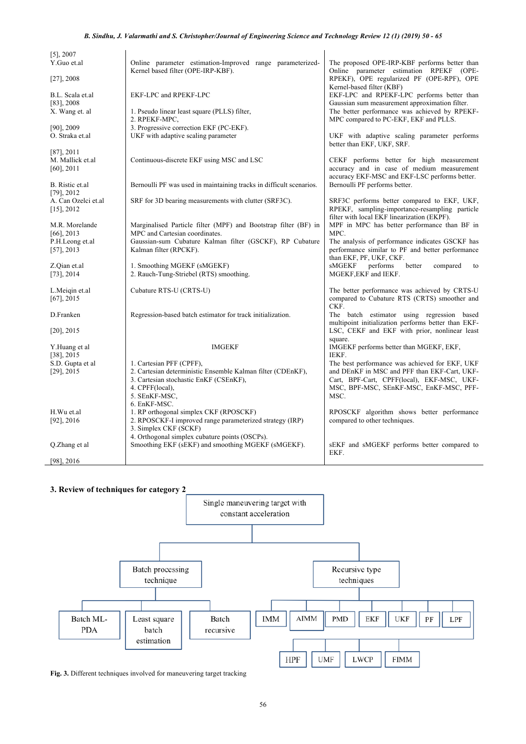| [5], 2007 | | |
|---|---|---|
| Y.Guo et.al [27], 2008 | Online parameter estimation-Improved range parameterized-Kernel based filter (OPE-IRP-KBF). | The proposed OPE-IRP-KBF performs better than Online parameter estimation RPEKF (OPE-RPEKF), OPE regularized PF (OPE-RPF), OPE Kernel-based filter (KBF) |
| B.L. Scala et.al [83], 2008 | EKF-LPC and RPEKF-LPC | EKF-LPC and RPEKF-LPC performs better than Gaussian sum measurement approximation filter. |
| X. Wang et. al [90], 2009 | 1. Pseudo linear least square (PLLS) filter,<br>2. RPEKF-MPC,<br>3. Progressive correction EKF (PC-EKF). | The better performance was achieved by RPEKF-MPC compared to PC-EKF, EKF and PLLS. |
| O. Straka et.al [87], 2011 | UKF with adaptive scaling parameter | UKF with adaptive scaling parameter performs better than EKF, UKF, SRF. |
| M. Mallick et.al [60], 2011 | Continuous-discrete EKF using MSC and LSC | CEKF performs better for high measurement accuracy and in case of medium measurement accuracy EKF-MSC and EKF-LSC performs better. |
| B. Ristic et.al [79], 2012 | Bernoulli PF was used in maintaining tracks in difficult scenarios. | Bernoulli PF performs better. |
| A. Can Ozelci et.al [15], 2012 | SRF for 3D bearing measurements with clutter (SRF3C). | SRF3C performs better compared to EKF, UKF, RPEKF, sampling-importance-resampling particle filter with local EKF linearization (EKPF). |
| M.R. Morelande [66], 2013 | Marginalised Particle filter (MPF) and Bootstrap filter (BF) in MPC and Cartesian coordinates. | MPF in MPC has better performance than BF in MPC. |
| P.H.Leong et.al [57], 2013 | Gaussian-sum Cubature Kalman filter (GSCKF), RP Cubature Kalman filter (RPCKF). | The analysis of performance indicates GSCKF has performance similar to PF and better performance than EKF, PF, UKF, CKF. |
| Z.Qian et.al [73], 2014 | 1. Smoothing MGEKF (sMGEKF)<br>2. Rauch-Tung-Striebel (RTS) smoothing. | sMGEKF performs better compared to MGEKF,EKF and IEKF. |
| L.Meiqin et.al [67], 2015 | Cubature RTS-U (CRTS-U) | The better performance was achieved by CRTS-U compared to Cubature RTS (CRTS) smoother and CKF. |
| D.Franken [20], 2015 | Regression-based batch estimator for track initialization. | The batch estimator using regression based multipoint initialization performs better than EKF-LSC, CEKF and EKF with prior, nonlinear least square. |
| Y.Huang et al [38], 2015 | IMGEKF | IMGEKF performs better than MGEKF, EKF, IEKF. |
| S.D. Gupta et al [29], 2015 | 1. Cartesian PFF (CPFF),<br>2. Cartesian deterministic Ensemble Kalman filter (CDEnKF),<br>3. Cartesian stochastic EnKF (CSEnKF),<br>4. CPFF(local),<br>5. SEnKF-MSC,<br>6. EnKF-MSC. | The best performance was achieved for EKF, UKF and DEnKF in MSC and PFF than EKF-Cart, UKF-Cart, BPF-Cart, CPFF(local), EKF-MSC, UKF-MSC, BPF-MSC, SEnKF-MSC, EnKF-MSC, PFF-MSC. |
| H.Wu et.al [92], 2016 | 1. RP orthogonal simplex CKF (RPOSCKF)<br>2. RPOSCKF-I improved range parameterized strategy (IRP)<br>3. Simplex CKF (SCKF)<br>4. Orthogonal simplex cubature points (OSCPs). | RPOSCKF algorithm shows better performance compared to other techniques. |
| Q.Zhang et al [98], 2016 | Smoothing EKF (sEKF) and smoothing MGEKF (sMGEKF). | sEKF and sMGEKF performs better compared to EKF. |

## 3. Review of techniques for category 2

- Single maneuvering target with constant acceleration
  - Batch processing technique
    - Batch ML-PDA
    - Least square batch estimation
    - Batch recursive
  - Recursive type techniques
    - IMM
    - AIMM
    - PMD
    - EKF
    - UKF
    - PF
    - LPF
    - HPF
    - UMF
    - LWCP
    - FIMM

**Fig. 3.** Different techniques involved for maneuvering target tracking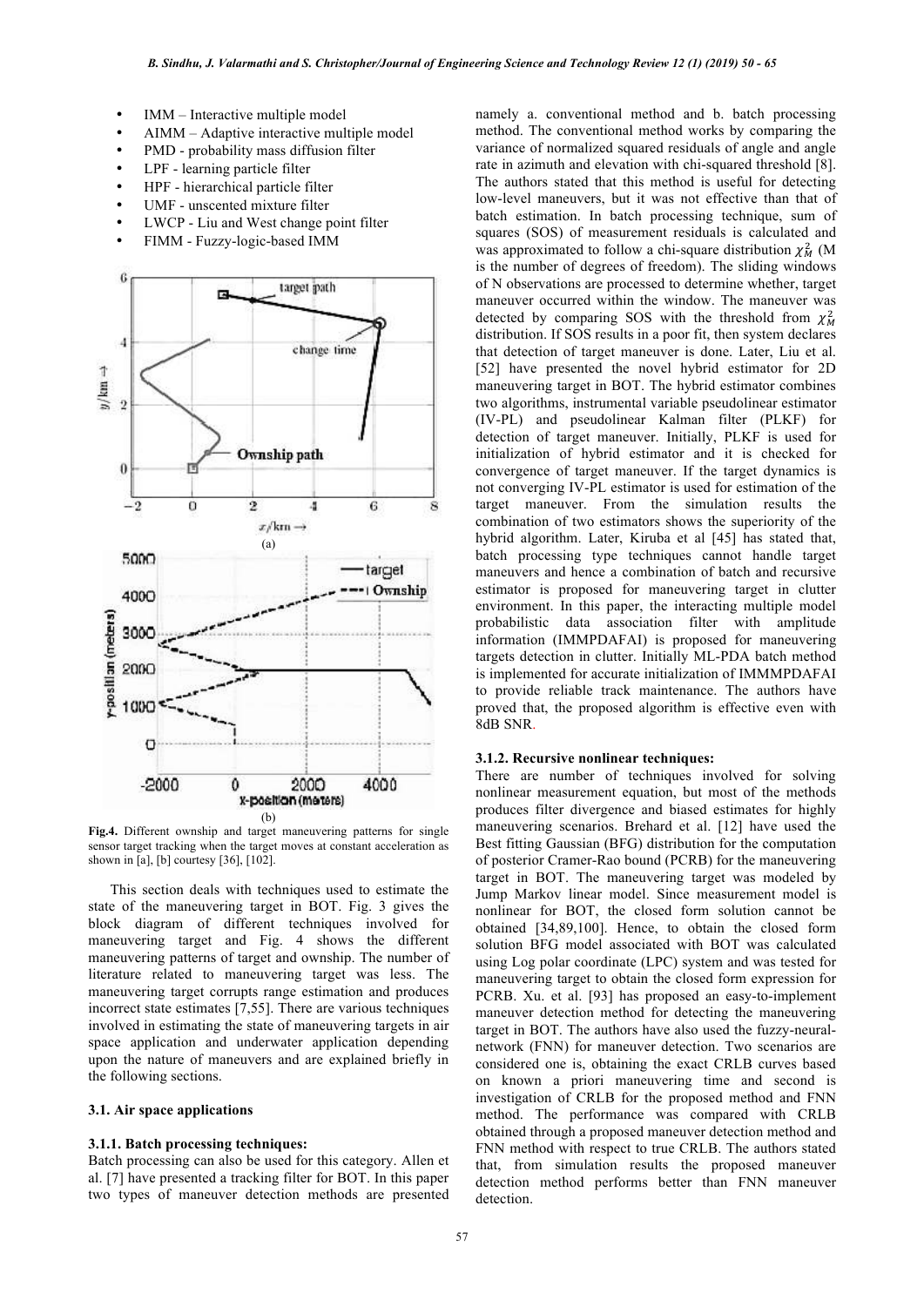- IMM – Interactive multiple model
- AIMM – Adaptive interactive multiple model
- PMD - probability mass diffusion filter
- LPF - learning particle filter
- HPF - hierarchical particle filter
- UMF - unscented mixture filter
- LWCP - Liu and West change point filter
- FIMM - Fuzzy-logic-based IMM

**Fig.4.** Different ownship and target maneuvering patterns for single sensor target tracking when the target moves at constant acceleration as shown in [a], [b] courtesy [36], [102].

This section deals with techniques used to estimate the state of the maneuvering target in BOT. Fig. 3 gives the block diagram of different techniques involved for maneuvering target and Fig. 4 shows the different maneuvering patterns of target and ownship. The number of literature related to maneuvering target was less. The maneuvering target corrupts range estimation and produces incorrect state estimates [7,55]. There are various techniques involved in estimating the state of maneuvering targets in air space application and underwater application depending upon the nature of maneuvers and are explained briefly in the following sections.

### 3.1. Air space applications

#### 3.1.1. Batch processing techniques:

Batch processing can also be used for this category. Allen et al. [7] have presented a tracking filter for BOT. In this paper two types of maneuver detection methods are presented namely a. conventional method and b. batch processing method. The conventional method works by comparing the variance of normalized squared residuals of angle and angle rate in azimuth and elevation with chi-squared threshold [8]. The authors stated that this method is useful for detecting low-level maneuvers, but it was not effective than that of batch estimation. In batch processing technique, sum of squares (SOS) of measurement residuals is calculated and was approximated to follow a chi-square distribution $\chi^2_M$ (M is the number of degrees of freedom). The sliding windows of N observations are processed to determine whether, target maneuver occurred within the window. The maneuver was detected by comparing SOS with the threshold from $\chi^2_M$ distribution. If SOS results in a poor fit, then system declares that detection of target maneuver is done. Later, Liu et al. [52] have presented the novel hybrid estimator for 2D maneuvering target in BOT. The hybrid estimator combines two algorithms, instrumental variable pseudolinear estimator (IV-PL) and pseudolinear Kalman filter (PLKF) for detection of target maneuver. Initially, PLKF is used for initialization of hybrid estimator and it is checked for convergence of target maneuver. If the target dynamics is not converging IV-PL estimator is used for estimation of the target maneuver. From the simulation results the combination of two estimators shows the superiority of the hybrid algorithm. Later, Kiruba et al [45] has stated that, batch processing type techniques cannot handle target maneuvers and hence a combination of batch and recursive estimator is proposed for maneuvering target in clutter environment. In this paper, the interacting multiple model probabilistic data association filter with amplitude information (IMMPDAFAI) is proposed for maneuvering targets detection in clutter. Initially ML-PDA batch method is implemented for accurate initialization of IMMMPDAFAI to provide reliable track maintenance. The authors have proved that, the proposed algorithm is effective even with 8dB SNR.

#### 3.1.2. Recursive nonlinear techniques:

There are number of techniques involved for solving nonlinear measurement equation, but most of the methods produces filter divergence and biased estimates for highly maneuvering scenarios. Brehard et al. [12] have used the Best fitting Gaussian (BFG) distribution for the computation of posterior Cramer-Rao bound (PCRB) for the maneuvering target in BOT. The maneuvering target was modeled by Jump Markov linear model. Since measurement model is nonlinear for BOT, the closed form solution cannot be obtained [34,89,100]. Hence, to obtain the closed form solution BFG model associated with BOT was calculated using Log polar coordinate (LPC) system and was tested for maneuvering target to obtain the closed form expression for PCRB. Xu. et al. [93] has proposed an easy-to-implement maneuver detection method for detecting the maneuvering target in BOT. The authors have also used the fuzzy-neural-network (FNN) for maneuver detection. Two scenarios are considered one is, obtaining the exact CRLB curves based on known a priori maneuvering time and second is investigation of CRLB for the proposed method and FNN method. The performance was compared with CRLB obtained through a proposed maneuver detection method and FNN method with respect to true CRLB. The authors stated that, from simulation results the proposed maneuver detection method performs better than FNN maneuver detection.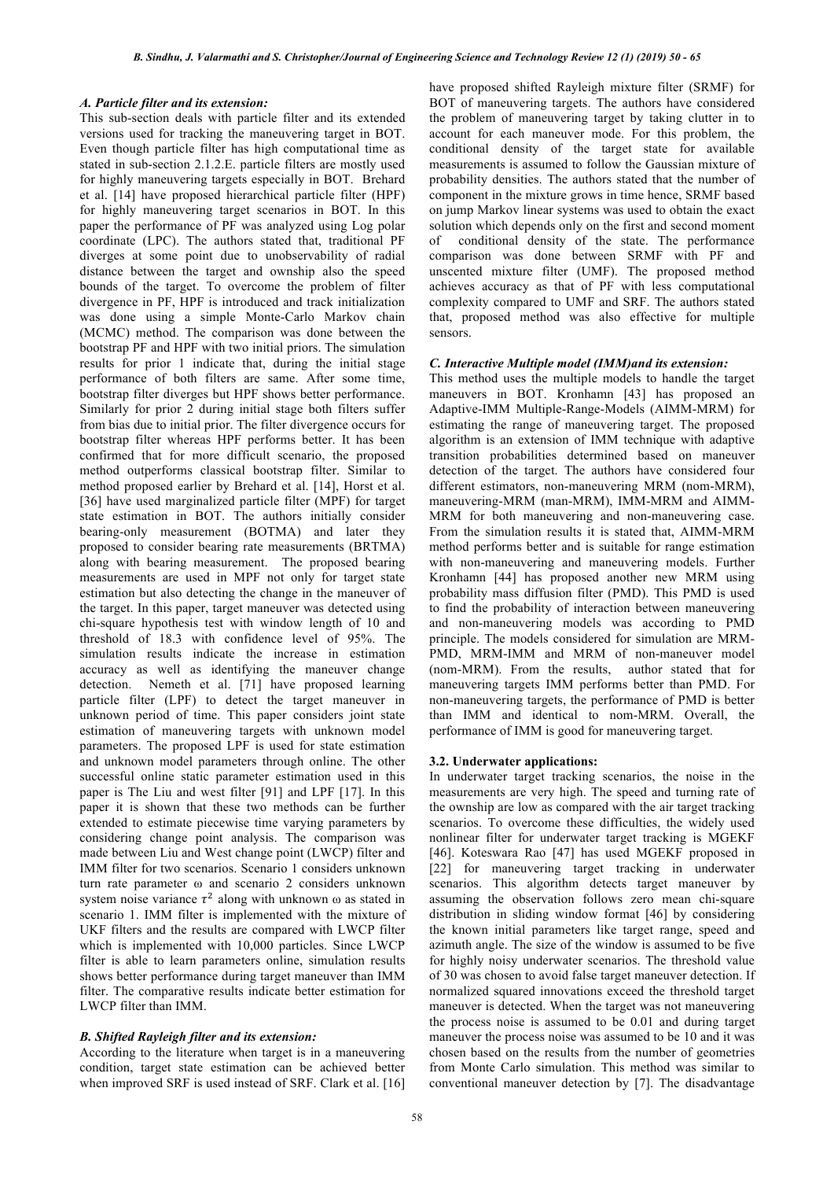### *A. Particle filter and its extension:*

This sub-section deals with particle filter and its extended versions used for tracking the maneuvering target in BOT. Even though particle filter has high computational time as stated in sub-section 2.1.2.E. particle filters are mostly used for highly maneuvering targets especially in BOT. Brehard et al. [14] have proposed hierarchical particle filter (HPF) for highly maneuvering target scenarios in BOT. In this paper the performance of PF was analyzed using Log polar coordinate (LPC). The authors stated that, traditional PF diverges at some point due to unobservability of radial distance between the target and ownship also the speed bounds of the target. To overcome the problem of filter divergence in PF, HPF is introduced and track initialization was done using a simple Monte-Carlo Markov chain (MCMC) method. The comparison was done between the bootstrap PF and HPF with two initial priors. The simulation results for prior 1 indicate that, during the initial stage performance of both filters are same. After some time, bootstrap filter diverges but HPF shows better performance. Similarly for prior 2 during initial stage both filters suffer from bias due to initial prior. The filter divergence occurs for bootstrap filter whereas HPF performs better. It has been confirmed that for more difficult scenario, the proposed method outperforms classical bootstrap filter. Similar to method proposed earlier by Brehard et al. [14], Horst et al. [36] have used marginalized particle filter (MPF) for target state estimation in BOT. The authors initially consider bearing-only measurement (BOTMA) and later they proposed to consider bearing rate measurements (BRTMA) along with bearing measurement. The proposed bearing measurements are used in MPF not only for target state estimation but also detecting the change in the maneuver of the target. In this paper, target maneuver was detected using chi-square hypothesis test with window length of 10 and threshold of 18.3 with confidence level of 95%. The simulation results indicate the increase in estimation accuracy as well as identifying the maneuver change detection. Nemeth et al. [71] have proposed learning particle filter (LPF) to detect the target maneuver in unknown period of time. This paper considers joint state estimation of maneuvering targets with unknown model parameters. The proposed LPF is used for state estimation and unknown model parameters through online. The other successful online static parameter estimation used in this paper is The Liu and west filter [91] and LPF [17]. In this paper it is shown that these two methods can be further extended to estimate piecewise time varying parameters by considering change point analysis. The comparison was made between Liu and West change point (LWCP) filter and IMM filter for two scenarios. Scenario 1 considers unknown turn rate parameter ω and scenario 2 considers unknown system noise variance $\tau^2$ along with unknown ω as stated in scenario 1. IMM filter is implemented with the mixture of UKF filters and the results are compared with LWCP filter which is implemented with 10,000 particles. Since LWCP filter is able to learn parameters online, simulation results shows better performance during target maneuver than IMM filter. The comparative results indicate better estimation for LWCP filter than IMM.

### *B. Shifted Rayleigh filter and its extension:*

According to the literature when target is in a maneuvering condition, target state estimation can be achieved better when improved SRF is used instead of SRF. Clark et al. [16] have proposed shifted Rayleigh mixture filter (SRMF) for BOT of maneuvering targets. The authors have considered the problem of maneuvering target by taking clutter in to account for each maneuver mode. For this problem, the conditional density of the target state for available measurements is assumed to follow the Gaussian mixture of probability densities. The authors stated that the number of component in the mixture grows in time hence, SRMF based on jump Markov linear systems was used to obtain the exact solution which depends only on the first and second moment of conditional density of the state. The performance comparison was done between SRMF with PF and unscented mixture filter (UMF). The proposed method achieves accuracy as that of PF with less computational complexity compared to UMF and SRF. The authors stated that, proposed method was also effective for multiple sensors.

### *C. Interactive Multiple model (IMM)and its extension:*

This method uses the multiple models to handle the target maneuvers in BOT. Kronhamn [43] has proposed an Adaptive-IMM Multiple-Range-Models (AIMM-MRM) for estimating the range of maneuvering target. The proposed algorithm is an extension of IMM technique with adaptive transition probabilities determined based on maneuver detection of the target. The authors have considered four different estimators, non-maneuvering MRM (nom-MRM), maneuvering-MRM (man-MRM), IMM-MRM and AIMM-MRM for both maneuvering and non-maneuvering case. From the simulation results it is stated that, AIMM-MRM method performs better and is suitable for range estimation with non-maneuvering and maneuvering models. Further Kronhamn [44] has proposed another new MRM using probability mass diffusion filter (PMD). This PMD is used to find the probability of interaction between maneuvering and non-maneuvering models was according to PMD principle. The models considered for simulation are MRM-PMD, MRM-IMM and MRM of non-maneuver model (nom-MRM). From the results, author stated that for maneuvering targets IMM performs better than PMD. For non-maneuvering targets, the performance of PMD is better than IMM and identical to nom-MRM. Overall, the performance of IMM is good for maneuvering target.

## 3.2. Underwater applications:

In underwater target tracking scenarios, the noise in the measurements are very high. The speed and turning rate of the ownship are low as compared with the air target tracking scenarios. To overcome these difficulties, the widely used nonlinear filter for underwater target tracking is MGEKF [46]. Koteswara Rao [47] has used MGEKF proposed in [22] for maneuvering target tracking in underwater scenarios. This algorithm detects target maneuver by assuming the observation follows zero mean chi-square distribution in sliding window format [46] by considering the known initial parameters like target range, speed and azimuth angle. The size of the window is assumed to be five for highly noisy underwater scenarios. The threshold value of 30 was chosen to avoid false target maneuver detection. If normalized squared innovations exceed the threshold target maneuver is detected. When the target was not maneuvering the process noise is assumed to be 0.01 and during target maneuver the process noise was assumed to be 10 and it was chosen based on the results from the number of geometries from Monte Carlo simulation. This method was similar to conventional maneuver detection by [7]. The disadvantage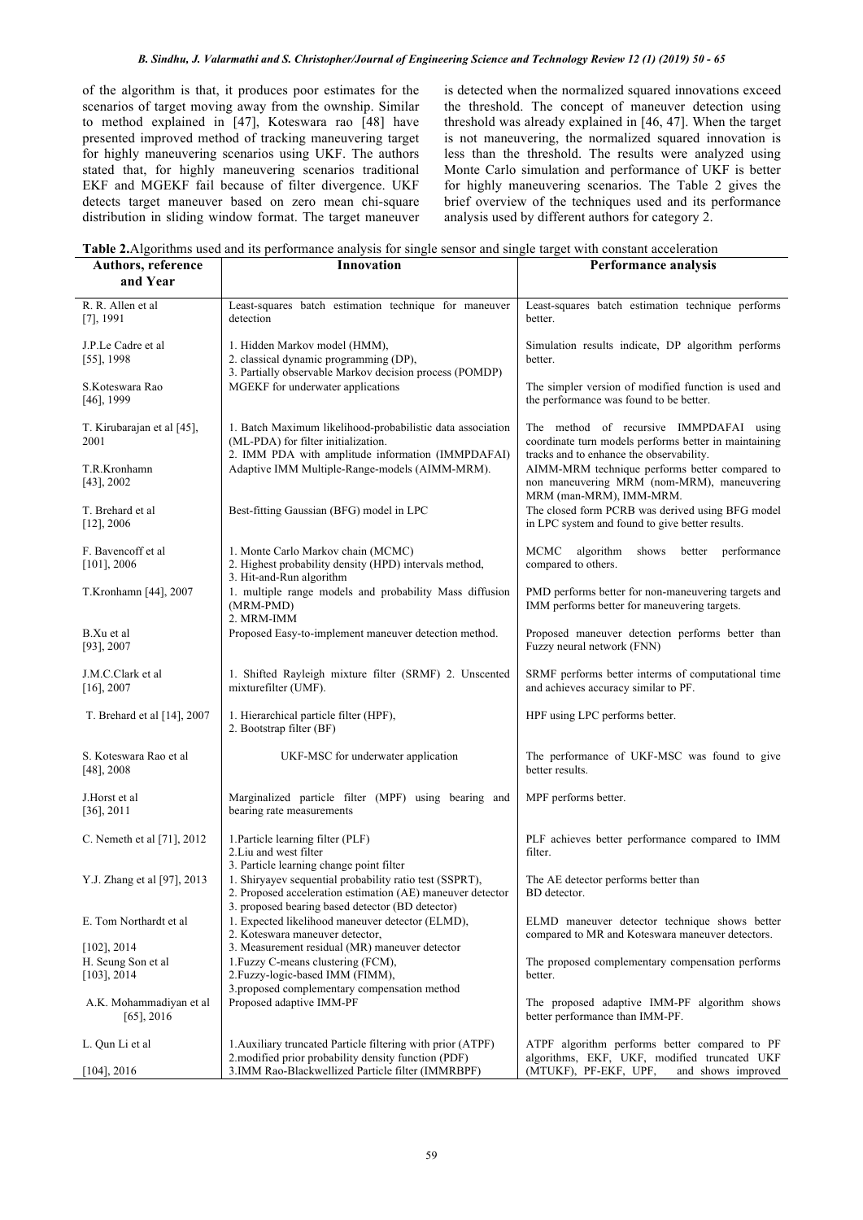of the algorithm is that, it produces poor estimates for the scenarios of target moving away from the ownship. Similar to method explained in [47], Koteswara rao [48] have presented improved method of tracking maneuvering target for highly maneuvering scenarios using UKF. The authors stated that, for highly maneuvering scenarios traditional EKF and MGEKF fail because of filter divergence. UKF detects target maneuver based on zero mean chi-square distribution in sliding window format. The target maneuver is detected when the normalized squared innovations exceed the threshold. The concept of maneuver detection using threshold was already explained in [46, 47]. When the target is not maneuvering, the normalized squared innovation is less than the threshold. The results were analyzed using Monte Carlo simulation and performance of UKF is better for highly maneuvering scenarios. The Table 2 gives the brief overview of the techniques used and its performance analysis used by different authors for category 2.

**Table 2.** Algorithms used and its performance analysis for single sensor and single target with constant acceleration

| Authors, reference and Year | Innovation | Performance analysis |
|---|---|---|
| R. R. Allen et al [7], 1991 | Least-squares batch estimation technique for maneuver detection | Least-squares batch estimation technique performs better. |
| J.P.Le Cadre et al [55], 1998 | 1. Hidden Markov model (HMM), 2. classical dynamic programming (DP), 3. Partially observable Markov decision process (POMDP) | Simulation results indicate, DP algorithm performs better. |
| S.Koteswara Rao [46], 1999 | MGEKF for underwater applications | The simpler version of modified function is used and the performance was found to be better. |
| T. Kirubarajan et al [45], 2001 | 1. Batch Maximum likelihood-probabilistic data association (ML-PDA) for filter initialization. 2. IMM PDA with amplitude information (IMMPDAFAI) | The method of recursive IMMPDAFAI using coordinate turn models performs better in maintaining tracks and to enhance the observability. |
| T.R.Kronhamn [43], 2002 | Adaptive IMM Multiple-Range-models (AIMM-MRM). | AIMM-MRM technique performs better compared to non maneuvering MRM (nom-MRM), maneuvering MRM (man-MRM), IMM-MRM. |
| T. Brehard et al [12], 2006 | Best-fitting Gaussian (BFG) model in LPC | The closed form PCRB was derived using BFG model in LPC system and found to give better results. |
| F. Bavencoff et al [101], 2006 | 1. Monte Carlo Markov chain (MCMC) 2. Highest probability density (HPD) intervals method, 3. Hit-and-Run algorithm | MCMC algorithm shows better performance compared to others. |
| T.Kronhamn [44], 2007 | 1. multiple range models and probability Mass diffusion (MRM-PMD) 2. MRM-IMM | PMD performs better for non-maneuvering targets and IMM performs better for maneuvering targets. |
| B.Xu et al [93], 2007 | Proposed Easy-to-implement maneuver detection method. | Proposed maneuver detection performs better than Fuzzy neural network (FNN) |
| J.M.C.Clark et al [16], 2007 | 1. Shifted Rayleigh mixture filter (SRMF) 2. Unscented mixturefilter (UMF). | SRMF performs better interms of computational time and achieves accuracy similar to PF. |
| T. Brehard et al [14], 2007 | 1. Hierarchical particle filter (HPF), 2. Bootstrap filter (BF) | HPF using LPC performs better. |
| S. Koteswara Rao et al [48], 2008 | UKF-MSC for underwater application | The performance of UKF-MSC was found to give better results. |
| J.Horst et al [36], 2011 | Marginalized particle filter (MPF) using bearing and bearing rate measurements | MPF performs better. |
| C. Nemeth et al [71], 2012 | 1.Particle learning filter (PLF) 2.Liu and west filter 3. Particle learning change point filter | PLF achieves better performance compared to IMM filter. |
| Y.J. Zhang et al [97], 2013 | 1. Shiryayev sequential probability ratio test (SSPRT), 2. Proposed acceleration estimation (AE) maneuver detector 3. proposed bearing based detector (BD detector) | The AE detector performs better than BD detector. |
| E. Tom Northardt et al [102], 2014 | 1. Expected likelihood maneuver detector (ELMD), 2. Koteswara maneuver detector, 3. Measurement residual (MR) maneuver detector | ELMD maneuver detector technique shows better compared to MR and Koteswara maneuver detectors. |
| H. Seung Son et al [103], 2014 | 1.Fuzzy C-means clustering (FCM), 2.Fuzzy-logic-based IMM (FIMM), 3.proposed complementary compensation method | The proposed complementary compensation performs better. |
| A.K. Mohammadiyan et al [65], 2016 | Proposed adaptive IMM-PF | The proposed adaptive IMM-PF algorithm shows better performance than IMM-PF. |
| L. Qun Li et al [104], 2016 | 1.Auxiliary truncated Particle filtering with prior (ATPF) 2.modified prior probability density function (PDF) 3.IMM Rao-Blackwellized Particle filter (IMMRBPF) | ATPF algorithm performs better compared to PF algorithms, EKF, UKF, modified truncated UKF (MTUKF), PF-EKF, UPF, and shows improved |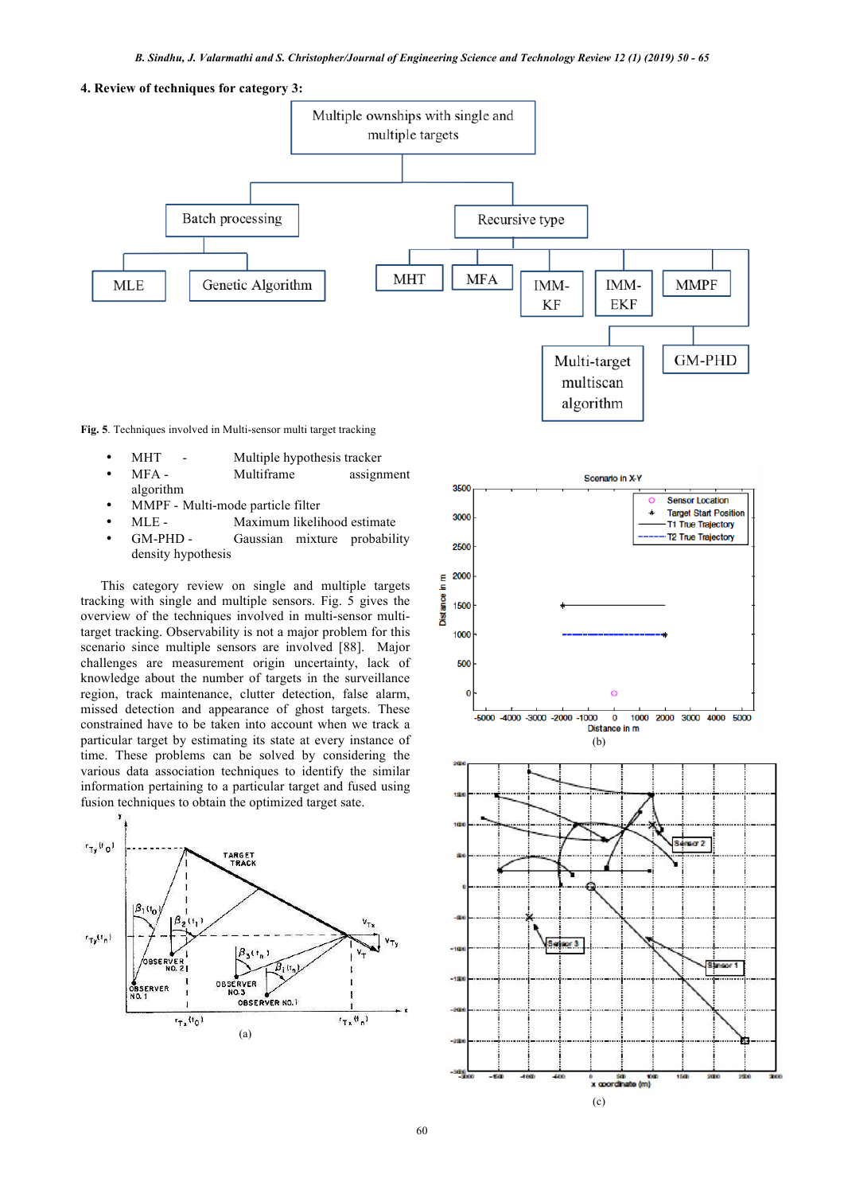## 4. Review of techniques for category 3:

Fig. 5. Techniques involved in Multi-sensor multi target tracking

- MHT - Multiple hypothesis tracker
- MFA - Multiframe assignment algorithm
- MMPF - Multi-mode particle filter
- MLE - Maximum likelihood estimate
- GM-PHD - Gaussian mixture probability density hypothesis

This category review on single and multiple targets tracking with single and multiple sensors. Fig. 5 gives the overview of the techniques involved in multi-sensor multi-target tracking. Observability is not a major problem for this scenario since multiple sensors are involved [88]. Major challenges are measurement origin uncertainty, lack of knowledge about the number of targets in the surveillance region, track maintenance, clutter detection, false alarm, missed detection and appearance of ghost targets. These constrained have to be taken into account when we track a particular target by estimating its state at every instance of time. These problems can be solved by considering the various data association techniques to identify the similar information pertaining to a particular target and fused using fusion techniques to obtain the optimized target sate.

(a)

(b)

(c)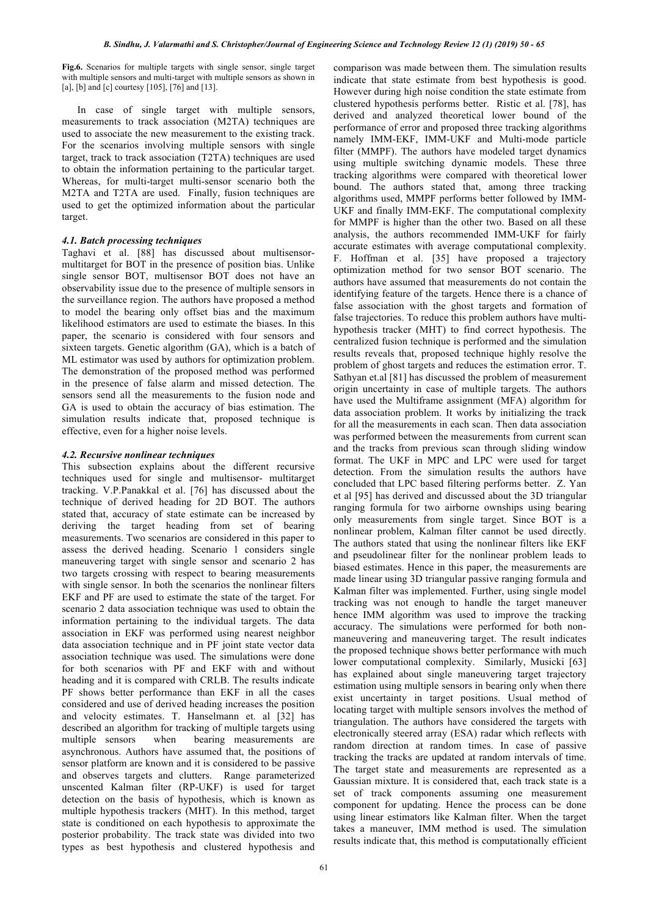**Fig.6.** Scenarios for multiple targets with single sensor, single target with multiple sensors and multi-target with multiple sensors as shown in [a], [b] and [c] courtesy [105], [76] and [13].

In case of single target with multiple sensors, measurements to track association (M2TA) techniques are used to associate the new measurement to the existing track. For the scenarios involving multiple sensors with single target, track to track association (T2TA) techniques are used to obtain the information pertaining to the particular target. Whereas, for multi-target multi-sensor scenario both the M2TA and T2TA are used. Finally, fusion techniques are used to get the optimized information about the particular target.

### *4.1. Batch processing techniques*

Taghavi et al. [88] has discussed about multisensor-multitarget for BOT in the presence of position bias. Unlike single sensor BOT, multisensor BOT does not have an observability issue due to the presence of multiple sensors in the surveillance region. The authors have proposed a method to model the bearing only offset bias and the maximum likelihood estimators are used to estimate the biases. In this paper, the scenario is considered with four sensors and sixteen targets. Genetic algorithm (GA), which is a batch of ML estimator was used by authors for optimization problem. The demonstration of the proposed method was performed in the presence of false alarm and missed detection. The sensors send all the measurements to the fusion node and GA is used to obtain the accuracy of bias estimation. The simulation results indicate that, proposed technique is effective, even for a higher noise levels.

### *4.2. Recursive nonlinear techniques*

This subsection explains about the different recursive techniques used for single and multisensor- multitarget tracking. V.P.Panakkal et al. [76] has discussed about the technique of derived heading for 2D BOT. The authors stated that, accuracy of state estimate can be increased by deriving the target heading from set of bearing measurements. Two scenarios are considered in this paper to assess the derived heading. Scenario 1 considers single maneuvering target with single sensor and scenario 2 has two targets crossing with respect to bearing measurements with single sensor. In both the scenarios the nonlinear filters EKF and PF are used to estimate the state of the target. For scenario 2 data association technique was used to obtain the information pertaining to the individual targets. The data association in EKF was performed using nearest neighbor data association technique and in PF joint state vector data association technique was used. The simulations were done for both scenarios with PF and EKF with and without heading and it is compared with CRLB. The results indicate PF shows better performance than EKF in all the cases considered and use of derived heading increases the position and velocity estimates. T. Hanselmann et. al [32] has described an algorithm for tracking of multiple targets using multiple sensors when bearing measurements are asynchronous. Authors have assumed that, the positions of sensor platform are known and it is considered to be passive and observes targets and clutters. Range parameterized unscented Kalman filter (RP-UKF) is used for target detection on the basis of hypothesis, which is known as multiple hypothesis trackers (MHT). In this method, target state is conditioned on each hypothesis to approximate the posterior probability. The track state was divided into two types as best hypothesis and clustered hypothesis and comparison was made between them. The simulation results indicate that state estimate from best hypothesis is good. However during high noise condition the state estimate from clustered hypothesis performs better. Ristic et al. [78], has derived and analyzed theoretical lower bound of the performance of error and proposed three tracking algorithms namely IMM-EKF, IMM-UKF and Multi-mode particle filter (MMPF). The authors have modeled target dynamics using multiple switching dynamic models. These three tracking algorithms were compared with theoretical lower bound. The authors stated that, among three tracking algorithms used, MMPF performs better followed by IMM-UKF and finally IMM-EKF. The computational complexity for MMPF is higher than the other two. Based on all these analysis, the authors recommended IMM-UKF for fairly accurate estimates with average computational complexity. F. Hoffman et al. [35] have proposed a trajectory optimization method for two sensor BOT scenario. The authors have assumed that measurements do not contain the identifying feature of the targets. Hence there is a chance of false association with the ghost targets and formation of false trajectories. To reduce this problem authors have multi-hypothesis tracker (MHT) to find correct hypothesis. The centralized fusion technique is performed and the simulation results reveals that, proposed technique highly resolve the problem of ghost targets and reduces the estimation error. T. Sathyan et.al [81] has discussed the problem of measurement origin uncertainty in case of multiple targets. The authors have used the Multiframe assignment (MFA) algorithm for data association problem. It works by initializing the track for all the measurements in each scan. Then data association was performed between the measurements from current scan and the tracks from previous scan through sliding window format. The UKF in MPC and LPC were used for target detection. From the simulation results the authors have concluded that LPC based filtering performs better. Z. Yan et al [95] has derived and discussed about the 3D triangular ranging formula for two airborne ownships using bearing only measurements from single target. Since BOT is a nonlinear problem, Kalman filter cannot be used directly. The authors stated that using the nonlinear filters like EKF and pseudolinear filter for the nonlinear problem leads to biased estimates. Hence in this paper, the measurements are made linear using 3D triangular passive ranging formula and Kalman filter was implemented. Further, using single model tracking was not enough to handle the target maneuver hence IMM algorithm was used to improve the tracking accuracy. The simulations were performed for both non-maneuvering and maneuvering target. The result indicates the proposed technique shows better performance with much lower computational complexity. Similarly, Musicki [63] has explained about single maneuvering target trajectory estimation using multiple sensors in bearing only when there exist uncertainty in target positions. Usual method of locating target with multiple sensors involves the method of triangulation. The authors have considered the targets with electronically steered array (ESA) radar which reflects with random direction at random times. In case of passive tracking the tracks are updated at random intervals of time. The target state and measurements are represented as a Gaussian mixture. It is considered that, each track state is a set of track components assuming one measurement component for updating. Hence the process can be done using linear estimators like Kalman filter. When the target takes a maneuver, IMM method is used. The simulation results indicate that, this method is computationally efficient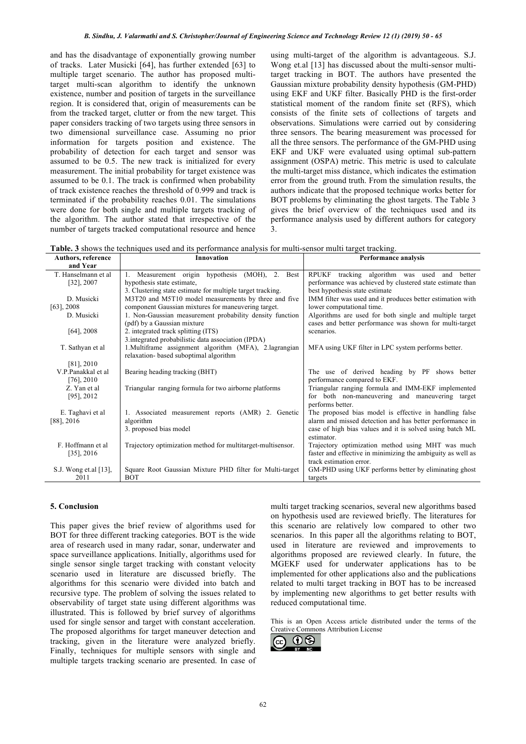and has the disadvantage of exponentially growing number of tracks. Later Musicki [64], has further extended [63] to multiple target scenario. The author has proposed multi-target multi-scan algorithm to identify the unknown existence, number and position of targets in the surveillance region. It is considered that, origin of measurements can be from the tracked target, clutter or from the new target. This paper considers tracking of two targets using three sensors in two dimensional surveillance case. Assuming no prior information for targets position and existence. The probability of detection for each target and sensor was assumed to be 0.5. The new track is initialized for every measurement. The initial probability for target existence was assumed to be 0.1. The track is confirmed when probability of track existence reaches the threshold of 0.999 and track is terminated if the probability reaches 0.01. The simulations were done for both single and multiple targets tracking of the algorithm. The author stated that irrespective of the number of targets tracked computational resource and hence using multi-target of the algorithm is advantageous. S.J. Wong et.al [13] has discussed about the multi-sensor multi-target tracking in BOT. The authors have presented the Gaussian mixture probability density hypothesis (GM-PHD) using EKF and UKF filter. Basically PHD is the first-order statistical moment of the random finite set (RFS), which consists of the finite sets of collections of targets and observations. Simulations were carried out by considering three sensors. The bearing measurement was processed for all the three sensors. The performance of the GM-PHD using EKF and UKF were evaluated using optimal sub-pattern assignment (OSPA) metric. This metric is used to calculate the multi-target miss distance, which indicates the estimation error from the ground truth. From the simulation results, the authors indicate that the proposed technique works better for BOT problems by eliminating the ghost targets. The Table 3 gives the brief overview of the techniques used and its performance analysis used by different authors for category 3.

**Table. 3** shows the techniques used and its performance analysis for multi-sensor multi target tracking.

| Authors, reference and Year | Innovation | Performance analysis |
|---|---|---|
| T. Hanselmann et al [32], 2007 | 1. Measurement origin hypothesis (MOH), 2. Best hypothesis state estimate, 3. Clustering state estimate for multiple target tracking. | RPUKF tracking algorithm was used and better performance was achieved by clustered state estimate than best hypothesis state estimate |
| D. Musicki [63], 2008 | M3T20 and M5T10 model measurements by three and five component Gaussian mixtures for maneuvering target. | IMM filter was used and it produces better estimation with lower computational time. |
| D. Musicki [64], 2008 | 1. Non-Gaussian measurement probability density function (pdf) by a Gaussian mixture 2. integrated track splitting (ITS) 3.integrated probabilistic data association (IPDA) | Algorithms are used for both single and multiple target cases and better performance was shown for multi-target scenarios. |
| T. Sathyan et al [81], 2010 | 1.Multiframe assignment algorithm (MFA), 2.lagrangian relaxation- based suboptimal algorithm | MFA using UKF filter in LPC system performs better. |
| V.P.Panakkal et al [76], 2010 | Bearing heading tracking (BHT) | The use of derived heading by PF shows better performance compared to EKF. |
| Z. Yan et al [95], 2012 | Triangular ranging formula for two airborne platforms | Triangular ranging formula and IMM-EKF implemented for both non-maneuvering and maneuvering target performs better. |
| E. Taghavi et al [88], 2016 | 1. Associated measurement reports (AMR) 2. Genetic algorithm 3. proposed bias model | The proposed bias model is effective in handling false alarm and missed detection and has better performance in case of high bias values and it is solved using batch ML estimator. |
| F. Hoffmann et al [35], 2016 | Trajectory optimization method for multitarget-multisensor. | Trajectory optimization method using MHT was much faster and effective in minimizing the ambiguity as well as track estimation error. |
| S.J. Wong et.al [13], 2011 | Square Root Gaussian Mixture PHD filter for Multi-target BOT | GM-PHD using UKF performs better by eliminating ghost targets |

## 5. Conclusion

This paper gives the brief review of algorithms used for BOT for three different tracking categories. BOT is the wide area of research used in many radar, sonar, underwater and space surveillance applications. Initially, algorithms used for single sensor single target tracking with constant velocity scenario used in literature are discussed briefly. The algorithms for this scenario were divided into batch and recursive type. The problem of solving the issues related to observability of target state using different algorithms was illustrated. This is followed by brief survey of algorithms used for single sensor and target with constant acceleration. The proposed algorithms for target maneuver detection and tracking, given in the literature were analyzed briefly. Finally, techniques for multiple sensors with single and multiple targets tracking scenario are presented. In case of multi target tracking scenarios, several new algorithms based on hypothesis used are reviewed briefly. The literatures for this scenario are relatively low compared to other two scenarios. In this paper all the algorithms relating to BOT, used in literature are reviewed and improvements to algorithms proposed are reviewed clearly. In future, the MGEKF used for underwater applications has to be implemented for other applications also and the publications related to multi target tracking in BOT has to be increased by implementing new algorithms to get better results with reduced computational time.

This is an Open Access article distributed under the terms of the Creative Commons Attribution License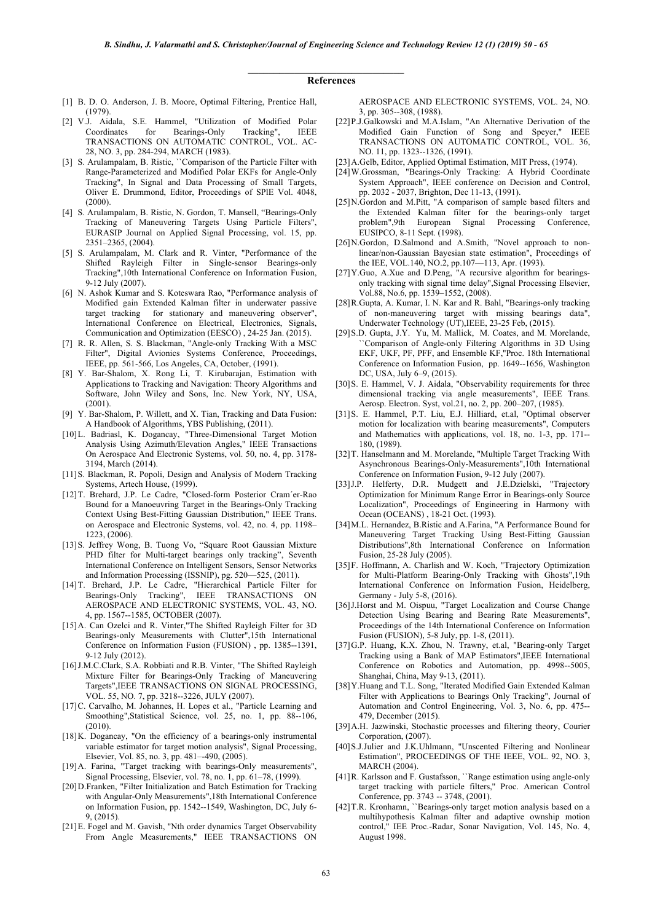## References

[1] B. D. O. Anderson, J. B. Moore, Optimal Filtering, Prentice Hall, (1979).

[2] V.J. Aidala, S.E. Hammel, "Utilization of Modified Polar Coordinates for Bearings-Only Tracking", IEEE TRANSACTIONS ON AUTOMATIC CONTROL, VOL. AC-28, NO. 3, pp. 284-294, MARCH (1983).

[3] S. Arulampalam, B. Ristic, ``Comparison of the Particle Filter with Range-Parameterized and Modified Polar EKFs for Angle-Only Tracking", In Signal and Data Processing of Small Targets, Oliver E. Drummond, Editor, Proceedings of SPIE Vol. 4048, (2000).

[4] S. Arulampalam, B. Ristic, N. Gordon, T. Mansell, "Bearings-Only Tracking of Maneuvering Targets Using Particle Filters", EURASIP Journal on Applied Signal Processing, vol. 15, pp. 2351–2365, (2004).

[5] S. Arulampalam, M. Clark and R. Vinter, "Performance of the Shifted Rayleigh Filter in Single-sensor Bearings-only Tracking",10th International Conference on Information Fusion, 9-12 July (2007).

[6] N. Ashok Kumar and S. Koteswara Rao, "Performance analysis of Modified gain Extended Kalman filter in underwater passive target tracking for stationary and maneuvering observer", International Conference on Electrical, Electronics, Signals, Communication and Optimization (EESCO) , 24-25 Jan. (2015).

[7] R. R. Allen, S. S. Blackman, "Angle-only Tracking With a MSC Filter", Digital Avionics Systems Conference, Proceedings, IEEE, pp. 561-566, Los Angeles, CA, October, (1991).

[8] Y. Bar-Shalom, X. Rong Li, T. Kirubarajan, Estimation with Applications to Tracking and Navigation: Theory Algorithms and Software, John Wiley and Sons, Inc. New York, NY, USA, (2001).

[9] Y. Bar-Shalom, P. Willett, and X. Tian, Tracking and Data Fusion: A Handbook of Algorithms, YBS Publishing, (2011).

[10] L. Badriasl, K. Dogancay, "Three-Dimensional Target Motion Analysis Using Azimuth/Elevation Angles," IEEE Transactions On Aerospace And Electronic Systems, vol. 50, no. 4, pp. 3178-3194, March (2014).

[11] S. Blackman, R. Popoli, Design and Analysis of Modern Tracking Systems, Artech House, (1999).

[12] T. Brehard, J.P. Le Cadre, "Closed-form Posterior Cram´er-Rao Bound for a Manoeuvring Target in the Bearings-Only Tracking Context Using Best-Fitting Gaussian Distribution," IEEE Trans. on Aerospace and Electronic Systems, vol. 42, no. 4, pp. 1198–1223, (2006).

[13] S. Jeffrey Wong, B. Tuong Vo, "Square Root Gaussian Mixture PHD filter for Multi-target bearings only tracking", Seventh International Conference on Intelligent Sensors, Sensor Networks and Information Processing (ISSNIP), pg. 520—525, (2011).

[14] T. Brehard, J.P. Le Cadre, "Hierarchical Particle Filter for Bearings-Only Tracking", IEEE TRANSACTIONS ON AEROSPACE AND ELECTRONIC SYSTEMS, VOL. 43, NO. 4, pp. 1567--1585, OCTOBER (2007).

[15] A. Can Ozelci and R. Vinter,"The Shifted Rayleigh Filter for 3D Bearings-only Measurements with Clutter",15th International Conference on Information Fusion (FUSION) , pp. 1385--1391, 9-12 July (2012).

[16] J.M.C.Clark, S.A. Robbiati and R.B. Vinter, "The Shifted Rayleigh Mixture Filter for Bearings-Only Tracking of Maneuvering Targets",IEEE TRANSACTIONS ON SIGNAL PROCESSING, VOL. 55, NO. 7, pp. 3218--3226, JULY (2007).

[17] C. Carvalho, M. Johannes, H. Lopes et al., "Particle Learning and Smoothing",Statistical Science, vol. 25, no. 1, pp. 88--106, (2010).

[18] K. Dogancay, "On the efficiency of a bearings-only instrumental variable estimator for target motion analysis", Signal Processing, Elsevier, Vol. 85, no. 3, pp. 481–-490, (2005).

[19] A. Farina, "Target tracking with bearings-Only measurements", Signal Processing, Elsevier, vol. 78, no. 1, pp. 61–78, (1999).

[20] D.Franken, "Filter Initialization and Batch Estimation for Tracking with Angular-Only Measurements",18th International Conference on Information Fusion, pp. 1542--1549, Washington, DC, July 6-9, (2015).

[21] E. Fogel and M. Gavish, "Nth order dynamics Target Observability From Angle Measurements," IEEE TRANSACTIONS ON AEROSPACE AND ELECTRONIC SYSTEMS, VOL. 24, NO. 3, pp. 305--308, (1988).

[22] P.J.Galkowski and M.A.Islam, "An Alternative Derivation of the Modified Gain Function of Song and Speyer," IEEE TRANSACTIONS ON AUTOMATIC CONTROL, VOL. 36, NO. 11, pp. 1323--1326, (1991).

[23] A.Gelb, Editor, Applied Optimal Estimation, MIT Press, (1974).

[24] W.Grossman, "Bearings-Only Tracking: A Hybrid Coordinate System Approach", IEEE conference on Decision and Control, pp. 2032 - 2037, Brighton, Dec 11-13, (1991).

[25] N.Gordon and M.Pitt, "A comparison of sample based filters and the Extended Kalman filter for the bearings-only target problem",9th European Signal Processing Conference, EUSIPCO, 8-11 Sept. (1998).

[26] N.Gordon, D.Salmond and A.Smith, "Novel approach to non-linear/non-Gaussian Bayesian state estimation", Proceedings of the IEE, VOL.140, NO.2, pp.107—113, Apr. (1993).

[27] Y.Guo, A.Xue and D.Peng, "A recursive algorithm for bearings-only tracking with signal time delay",Signal Processing Elsevier, Vol.88, No.6, pp. 1539–1552, (2008).

[28] R.Gupta, A. Kumar, I. N. Kar and R. Bahl, "Bearings-only tracking of non-maneuvering target with missing bearings data", Underwater Technology (UT),IEEE, 23-25 Feb, (2015).

[29] S.D. Gupta, J.Y. Yu, M. Mallick, M. Coates, and M. Morelande, ``Comparison of Angle-only Filtering Algorithms in 3D Using EKF, UKF, PF, PFF, and Ensemble KF,"Proc. 18th International Conference on Information Fusion, pp. 1649--1656, Washington DC, USA, July 6–9, (2015).

[30] S. E. Hammel, V. J. Aidala, "Observability requirements for three dimensional tracking via angle measurements", IEEE Trans. Aerosp. Electron. Syst, vol.21, no. 2, pp. 200–207, (1985).

[31] S. E. Hammel, P.T. Liu, E.J. Hilliard, et.al, "Optimal observer motion for localization with bearing measurements", Computers and Mathematics with applications, vol. 18, no. 1-3, pp. 171--180, (1989).

[32] T. Hanselmann and M. Morelande, "Multiple Target Tracking With Asynchronous Bearings-Only-Measurements",10th International Conference on Information Fusion, 9-12 July (2007).

[33] J.P. Helferty, D.R. Mudgett and J.E.Dzielski, "Trajectory Optimization for Minimum Range Error in Bearings-only Source Localization", Proceedings of Engineering in Harmony with Ocean (OCEANS) , 18-21 Oct. (1993).

[34] M.L. Hernandez, B.Ristic and A.Farina, "A Performance Bound for Maneuvering Target Tracking Using Best-Fitting Gaussian Distributions",8th International Conference on Information Fusion, 25-28 July (2005).

[35] F. Hoffmann, A. Charlish and W. Koch, "Trajectory Optimization for Multi-Platform Bearing-Only Tracking with Ghosts",19th International Conference on Information Fusion, Heidelberg, Germany - July 5-8, (2016).

[36] J.Horst and M. Oispuu, "Target Localization and Course Change Detection Using Bearing and Bearing Rate Measurements", Proceedings of the 14th International Conference on Information Fusion (FUSION), 5-8 July, pp. 1-8, (2011).

[37] G.P. Huang, K.X. Zhou, N. Trawny, et.al, "Bearing-only Target Tracking using a Bank of MAP Estimators",IEEE International Conference on Robotics and Automation, pp. 4998--5005, Shanghai, China, May 9-13, (2011).

[38] Y.Huang and T.L. Song, "Iterated Modified Gain Extended Kalman Filter with Applications to Bearings Only Tracking", Journal of Automation and Control Engineering, Vol. 3, No. 6, pp. 475--479, December (2015).

[39] A.H. Jazwinski, Stochastic processes and filtering theory, Courier Corporation, (2007).

[40] S.J.Julier and J.K.Uhlmann, "Unscented Filtering and Nonlinear Estimation", PROCEEDINGS OF THE IEEE, VOL. 92, NO. 3, MARCH (2004).

[41] R. Karlsson and F. Gustafsson, ``Range estimation using angle-only target tracking with particle filters," Proc. American Control Conference, pp. 3743 -- 3748, (2001).

[42] T.R. Kronhamn, ``Bearings-only target motion analysis based on a multihypothesis Kalman filter and adaptive ownship motion control," IEE Proc.-Radar, Sonar Navigation, Vol. 145, No. 4, August 1998.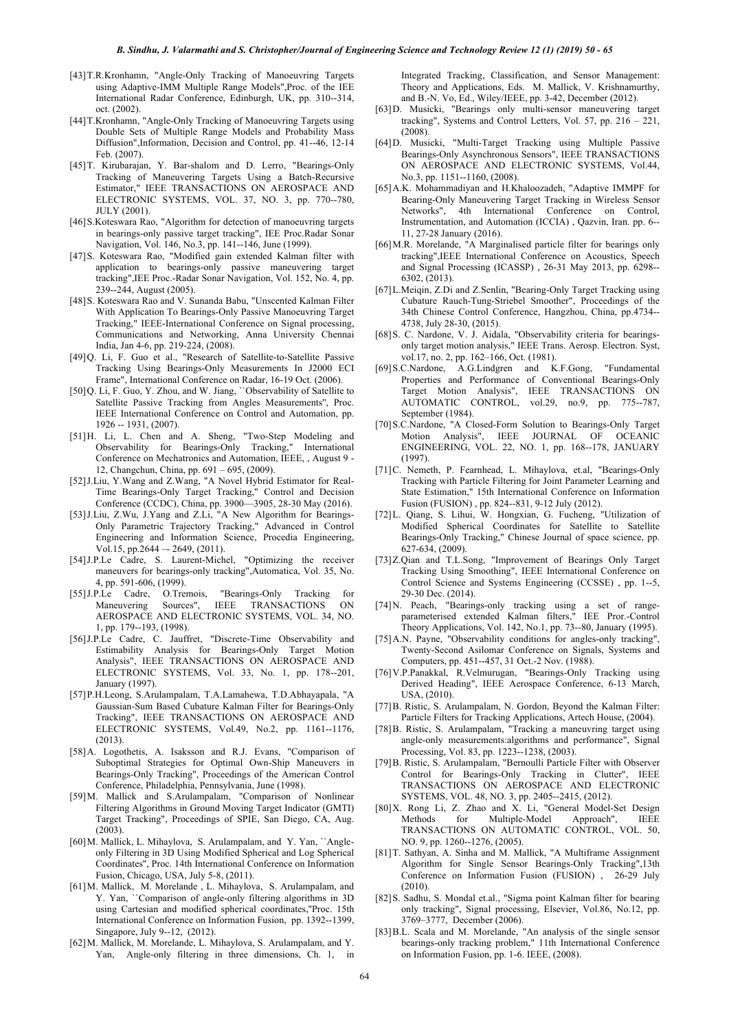[43] T.R.Kronhamn, "Angle-Only Tracking of Manoeuvring Targets using Adaptive-IMM Multiple Range Models",Proc. of the IEE International Radar Conference, Edinburgh, UK, pp. 310--314, oct. (2002).

[44] T.R.Kronhamn, "Angle-Only Tracking of Manoeuvring Targets using Double Sets of Multiple Range Models and Probability Mass Diffusion",Information, Decision and Control, pp. 41--46, 12-14 Feb. (2007).

[45] T. Kirubarajan, Y. Bar-shalom and D. Lerro, "Bearings-Only Tracking of Maneuvering Targets Using a Batch-Recursive Estimator," IEEE TRANSACTIONS ON AEROSPACE AND ELECTRONIC SYSTEMS, VOL. 37, NO. 3, pp. 770--780, JULY (2001).

[46] S.Koteswara Rao, "Algorithm for detection of manoeuvring targets in bearings-only passive target tracking", IEE Proc.Radar Sonar Navigation, Vol. 146, No.3, pp. 141--146, June (1999).

[47] S. Koteswara Rao, "Modified gain extended Kalman filter with application to bearings-only passive maneuvering target tracking",IEE Proc.-Radar Sonar Navigation, Vol. 152, No. 4, pp. 239--244, August (2005).

[48] S. Koteswara Rao and V. Sunanda Babu, "Unscented Kalman Filter With Application To Bearings-Only Passive Manoeuvring Target Tracking," IEEE-International Conference on Signal processing, Communications and Networking, Anna University Chennai India, Jan 4-6, pp. 219-224, (2008).

[49] Q. Li, F. Guo et al., "Research of Satellite-to-Satellite Passive Tracking Using Bearings-Only Measurements In J2000 ECI Frame", International Conference on Radar, 16-19 Oct. (2006).

[50] Q. Li, F. Guo, Y. Zhou, and W. Jiang, ``Observability of Satellite to Satellite Passive Tracking from Angles Measurements'', Proc. IEEE International Conference on Control and Automation, pp. 1926 -- 1931, (2007).

[51] H. Li, L. Chen and A. Sheng, "Two-Step Modeling and Observability for Bearings-Only Tracking," International Conference on Mechatronics and Automation, IEEE, , August 9 - 12, Changchun, China, pp. 691 – 695, (2009).

[52] J.Liu, Y.Wang and Z.Wang, "A Novel Hybrid Estimator for Real-Time Bearings-Only Target Tracking," Control and Decision Conference (CCDC), China, pp. 3900—3905, 28-30 May (2016).

[53] J.Liu, Z.Wu, J.Yang and Z.Li, "A New Algorithm for Bearings-Only Parametric Trajectory Tracking," Advanced in Control Engineering and Information Science, Procedia Engineering, Vol.15, pp.2644 –- 2649, (2011).

[54] J.P.Le Cadre, S. Laurent-Michel, "Optimizing the receiver maneuvers for bearings-only tracking",Automatica, Vol. 35, No. 4, pp. 591-606, (1999).

[55] J.P.Le Cadre, O.Tremois, "Bearings-Only Tracking for Maneuvering Sources", IEEE TRANSACTIONS ON AEROSPACE AND ELECTRONIC SYSTEMS, VOL. 34, NO. 1, pp. 179--193, (1998).

[56] J.P.Le Cadre, C. Jauffret, "Discrete-Time Observability and Estimability Analysis for Bearings-Only Target Motion Analysis", IEEE TRANSACTIONS ON AEROSPACE AND ELECTRONIC SYSTEMS, Vol. 33, No. 1, pp. 178--201, January (1997).

[57] P.H.Leong, S.Arulampalam, T.A.Lamahewa, T.D.Abhayapala, "A Gaussian-Sum Based Cubature Kalman Filter for Bearings-Only Tracking", IEEE TRANSACTIONS ON AEROSPACE AND ELECTRONIC SYSTEMS, Vol.49, No.2, pp. 1161--1176, (2013).

[58] A. Logothetis, A. Isaksson and R.J. Evans, "Comparison of Suboptimal Strategies for Optimal Own-Ship Maneuvers in Bearings-Only Tracking", Proceedings of the American Control Conference, Philadelphia, Pennsylvania, June (1998).

[59] M. Mallick and S.Arulampalam, "Comparison of Nonlinear Filtering Algorithms in Ground Moving Target Indicator (GMTI) Target Tracking", Proceedings of SPIE, San Diego, CA, Aug. (2003).

[60] M. Mallick, L. Mihaylova, S. Arulampalam, and Y. Yan, ``Angle-only Filtering in 3D Using Modified Spherical and Log Spherical Coordinates'', Proc. 14th International Conference on Information Fusion, Chicago, USA, July 5-8, (2011).

[61] M. Mallick, M. Morelande , L. Mihaylova, S. Arulampalam, and Y. Yan, ``Comparison of angle-only filtering algorithms in 3D using Cartesian and modified spherical coordinates,''Proc. 15th International Conference on Information Fusion, pp. 1392--1399, Singapore, July 9--12, (2012).

[62] M. Mallick, M. Morelande, L. Mihaylova, S. Arulampalam, and Y. Yan, Angle-only filtering in three dimensions, Ch. 1, in Integrated Tracking, Classification, and Sensor Management: Theory and Applications, Eds. M. Mallick, V. Krishnamurthy, and B.-N. Vo, Ed., Wiley/IEEE, pp. 3-42, December (2012).

[63] D. Musicki, "Bearings only multi-sensor maneuvering target tracking", Systems and Control Letters, Vol. 57, pp. 216 – 221, (2008).

[64] D. Musicki, "Multi-Target Tracking using Multiple Passive Bearings-Only Asynchronous Sensors", IEEE TRANSACTIONS ON AEROSPACE AND ELECTRONIC SYSTEMS, Vol.44, No.3, pp. 1151--1160, (2008).

[65] A.K. Mohammadiyan and H.Khaloozadeh, "Adaptive IMMPF for Bearing-Only Maneuvering Target Tracking in Wireless Sensor Networks", 4th International Conference on Control, Instrumentation, and Automation (ICCIA) , Qazvin, Iran. pp. 6--11, 27-28 January (2016).

[66] M.R. Morelande, "A Marginalised particle filter for bearings only tracking",IEEE International Conference on Acoustics, Speech and Signal Processing (ICASSP) , 26-31 May 2013, pp. 6298--6302, (2013).

[67] L.Meiqin, Z.Di and Z.Senlin, "Bearing-Only Target Tracking using Cubature Rauch-Tung-Striebel Smoother", Proceedings of the 34th Chinese Control Conference, Hangzhou, China, pp.4734--4738, July 28-30, (2015).

[68] S. C. Nardone, V. J. Aidala, "Observability criteria for bearings-only target motion analysis," IEEE Trans. Aerosp. Electron. Syst, vol.17, no. 2, pp. 162–166, Oct. (1981).

[69] S.C.Nardone, A.G.Lindgren and K.F.Gong, "Fundamental Properties and Performance of Conventional Bearings-Only Target Motion Analysis", IEEE TRANSACTIONS ON AUTOMATIC CONTROL, vol.29, no.9, pp. 775--787, September (1984).

[70] S.C.Nardone, "A Closed-Form Solution to Bearings-Only Target Motion Analysis", IEEE JOURNAL OF OCEANIC ENGINEERING, VOL. 22, NO. 1, pp. 168--178, JANUARY (1997).

[71] C. Nemeth, P. Fearnhead, L. Mihaylova, et.al, "Bearings-Only Tracking with Particle Filtering for Joint Parameter Learning and State Estimation," 15th International Conference on Information Fusion (FUSION) , pp. 824--831, 9-12 July (2012).

[72] L. Qiang, S. Lihui, W. Hongxian, G. Fucheng, "Utilization of Modified Spherical Coordinates for Satellite to Satellite Bearings-Only Tracking," Chinese Journal of space science, pp. 627-634, (2009).

[73] Z.Qian and T.L.Song, "Improvement of Bearings Only Target Tracking Using Smoothing", IEEE International Conference on Control Science and Systems Engineering (CCSSE) , pp. 1--5, 29-30 Dec. (2014).

[74] N. Peach, "Bearings-only tracking using a set of range-parameterised extended Kalman filters," IEE Pror.-Control Theory Applications, Vol. 142, No.1, pp. 73--80, January (1995).

[75] A.N. Payne, "Observability conditions for angles-only tracking", Twenty-Second Asilomar Conference on Signals, Systems and Computers, pp. 451--457, 31 Oct.-2 Nov. (1988).

[76] V.P.Panakkal, R.Velmurugan, "Bearings-Only Tracking using Derived Heading", IEEE Aerospace Conference, 6-13 March, USA, (2010).

[77] B. Ristic, S. Arulampalam, N. Gordon, Beyond the Kalman Filter: Particle Filters for Tracking Applications, Artech House, (2004).

[78] B. Ristic, S. Arulampalam, "Tracking a maneuvring target using angle-only measurements:algorithms and performance", Signal Processing, Vol. 83, pp. 1223--1238, (2003).

[79] B. Ristic, S. Arulampalam, "Bernoulli Particle Filter with Observer Control for Bearings-Only Tracking in Clutter", IEEE TRANSACTIONS ON AEROSPACE AND ELECTRONIC SYSTEMS, VOL. 48, NO. 3, pp. 2405--2415, (2012).

[80] X. Rong Li, Z. Zhao and X. Li, "General Model-Set Design Methods for Multiple-Model Approach", IEEE TRANSACTIONS ON AUTOMATIC CONTROL, VOL. 50, NO. 9, pp. 1260--1276, (2005).

[81] T. Sathyan, A. Sinha and M. Mallick, "A Multiframe Assignment Algorithm for Single Sensor Bearings-Only Tracking",13th Conference on Information Fusion (FUSION) , 26-29 July (2010).

[82] S. Sadhu, S. Mondal et.al., "Sigma point Kalman filter for bearing only tracking", Signal processing, Elsevier, Vol.86, No.12, pp. 3769–3777, December (2006).

[83] B.L. Scala and M. Morelande, "An analysis of the single sensor bearings-only tracking problem," 11th International Conference on Information Fusion, pp. 1-6. IEEE, (2008).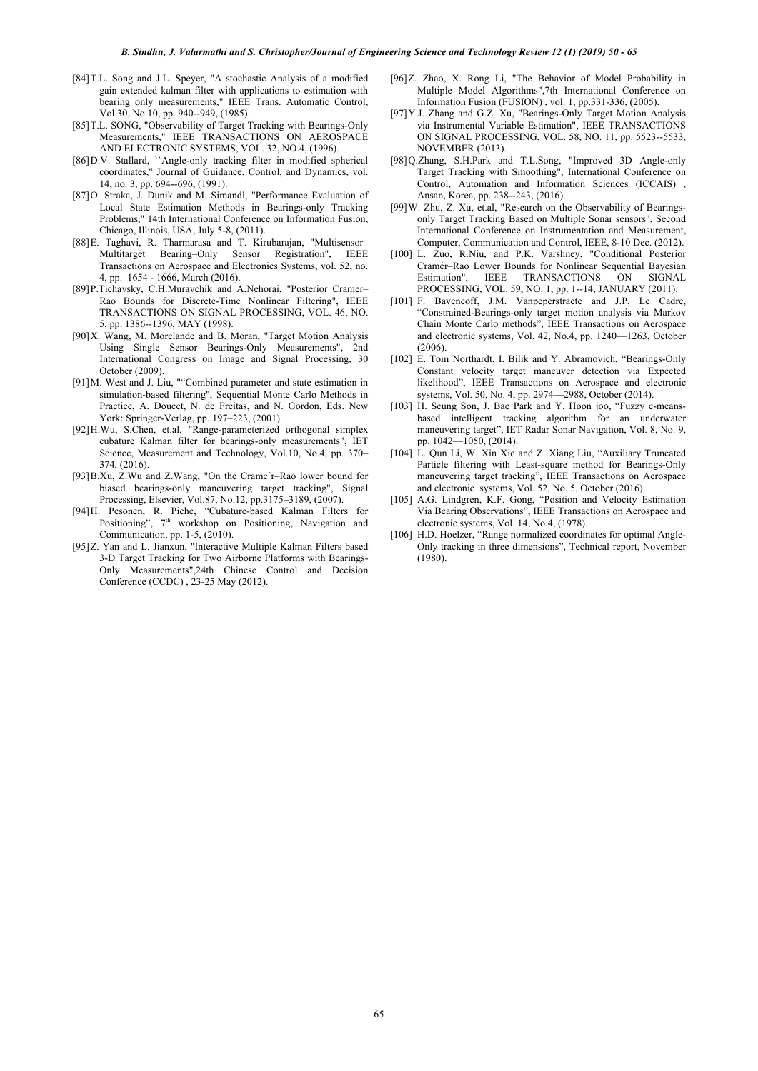[84] T.L. Song and J.L. Speyer, "A stochastic Analysis of a modified gain extended kalman filter with applications to estimation with bearing only measurements," IEEE Trans. Automatic Control, Vol.30, No.10, pp. 940--949, (1985).

[85] T.L. SONG, "Observability of Target Tracking with Bearings-Only Measurements," IEEE TRANSACTIONS ON AEROSPACE AND ELECTRONIC SYSTEMS, VOL. 32, NO.4, (1996).

[86] D.V. Stallard, ``Angle-only tracking filter in modified spherical coordinates," Journal of Guidance, Control, and Dynamics, vol. 14, no. 3, pp. 694--696, (1991).

[87] O. Straka, J. Dunik and M. Simandl, "Performance Evaluation of Local State Estimation Methods in Bearings-only Tracking Problems," 14th International Conference on Information Fusion, Chicago, Illinois, USA, July 5-8, (2011).

[88] E. Taghavi, R. Tharmarasa and T. Kirubarajan, "Multisensor–Multitarget Bearing–Only Sensor Registration", IEEE Transactions on Aerospace and Electronics Systems, vol. 52, no. 4, pp. 1654 - 1666, March (2016).

[89] P.Tichavsky, C.H.Muravchik and A.Nehorai, "Posterior Cramer–Rao Bounds for Discrete-Time Nonlinear Filtering", IEEE TRANSACTIONS ON SIGNAL PROCESSING, VOL. 46, NO. 5, pp. 1386--1396, MAY (1998).

[90] X. Wang, M. Morelande and B. Moran, "Target Motion Analysis Using Single Sensor Bearings-Only Measurements", 2nd International Congress on Image and Signal Processing, 30 October (2009).

[91] M. West and J. Liu, "“Combined parameter and state estimation in simulation-based filtering", Sequential Monte Carlo Methods in Practice, A. Doucet, N. de Freitas, and N. Gordon, Eds. New York: Springer-Verlag, pp. 197–223, (2001).

[92] H.Wu, S.Chen, et.al, "Range-parameterized orthogonal simplex cubature Kalman filter for bearings-only measurements", IET Science, Measurement and Technology, Vol.10, No.4, pp. 370–374, (2016).

[93] B.Xu, Z.Wu and Z.Wang, "On the Crame´r–Rao lower bound for biased bearings-only maneuvering target tracking", Signal Processing, Elsevier, Vol.87, No.12, pp.3175–3189, (2007).

[94] H. Pesonen, R. Piche, “Cubature-based Kalman Filters for Positioning”, 7th workshop on Positioning, Navigation and Communication, pp. 1-5, (2010).

[95] Z. Yan and L. Jianxun, "Interactive Multiple Kalman Filters based 3-D Target Tracking for Two Airborne Platforms with Bearings-Only Measurements",24th Chinese Control and Decision Conference (CCDC) , 23-25 May (2012).

[96] Z. Zhao, X. Rong Li, "The Behavior of Model Probability in Multiple Model Algorithms",7th International Conference on Information Fusion (FUSION) , vol. 1, pp.331-336, (2005).

[97] Y.J. Zhang and G.Z. Xu, "Bearings-Only Target Motion Analysis via Instrumental Variable Estimation", IEEE TRANSACTIONS ON SIGNAL PROCESSING, VOL. 58, NO. 11, pp. 5523--5533, NOVEMBER (2013).

[98] Q.Zhang, S.H.Park and T.L.Song, "Improved 3D Angle-only Target Tracking with Smoothing", International Conference on Control, Automation and Information Sciences (ICCAIS) , Ansan, Korea, pp. 238--243, (2016).

[99] W. Zhu, Z. Xu, et.al, "Research on the Observability of Bearings-only Target Tracking Based on Multiple Sonar sensors", Second International Conference on Instrumentation and Measurement, Computer, Communication and Control, IEEE, 8-10 Dec. (2012).

[100] L. Zuo, R.Niu, and P.K. Varshney, "Conditional Posterior Cramér–Rao Lower Bounds for Nonlinear Sequential Bayesian Estimation", IEEE TRANSACTIONS ON SIGNAL PROCESSING, VOL. 59, NO. 1, pp. 1--14, JANUARY (2011).

[101] F. Bavencoff, J.M. Vanpeperstraete and J.P. Le Cadre, “Constrained-Bearings-only target motion analysis via Markov Chain Monte Carlo methods”, IEEE Transactions on Aerospace and electronic systems, Vol. 42, No.4, pp. 1240—1263, October (2006).

[102] E. Tom Northardt, I. Bilik and Y. Abramovich, “Bearings-Only Constant velocity target maneuver detection via Expected likelihood”, IEEE Transactions on Aerospace and electronic systems, Vol. 50, No. 4, pp. 2974—2988, October (2014).

[103] H. Seung Son, J. Bae Park and Y. Hoon joo, “Fuzzy c-means-based intelligent tracking algorithm for an underwater maneuvering target”, IET Radar Sonar Navigation, Vol. 8, No. 9, pp. 1042—1050, (2014).

[104] L. Qun Li, W. Xin Xie and Z. Xiang Liu, “Auxiliary Truncated Particle filtering with Least-square method for Bearings-Only maneuvering target tracking”, IEEE Transactions on Aerospace and electronic systems, Vol. 52, No. 5, October (2016).

[105] A.G. Lindgren, K.F. Gong, “Position and Velocity Estimation Via Bearing Observations”, IEEE Transactions on Aerospace and electronic systems, Vol. 14, No.4, (1978).

[106] H.D. Hoelzer, “Range normalized coordinates for optimal Angle-Only tracking in three dimensions”, Technical report, November (1980).